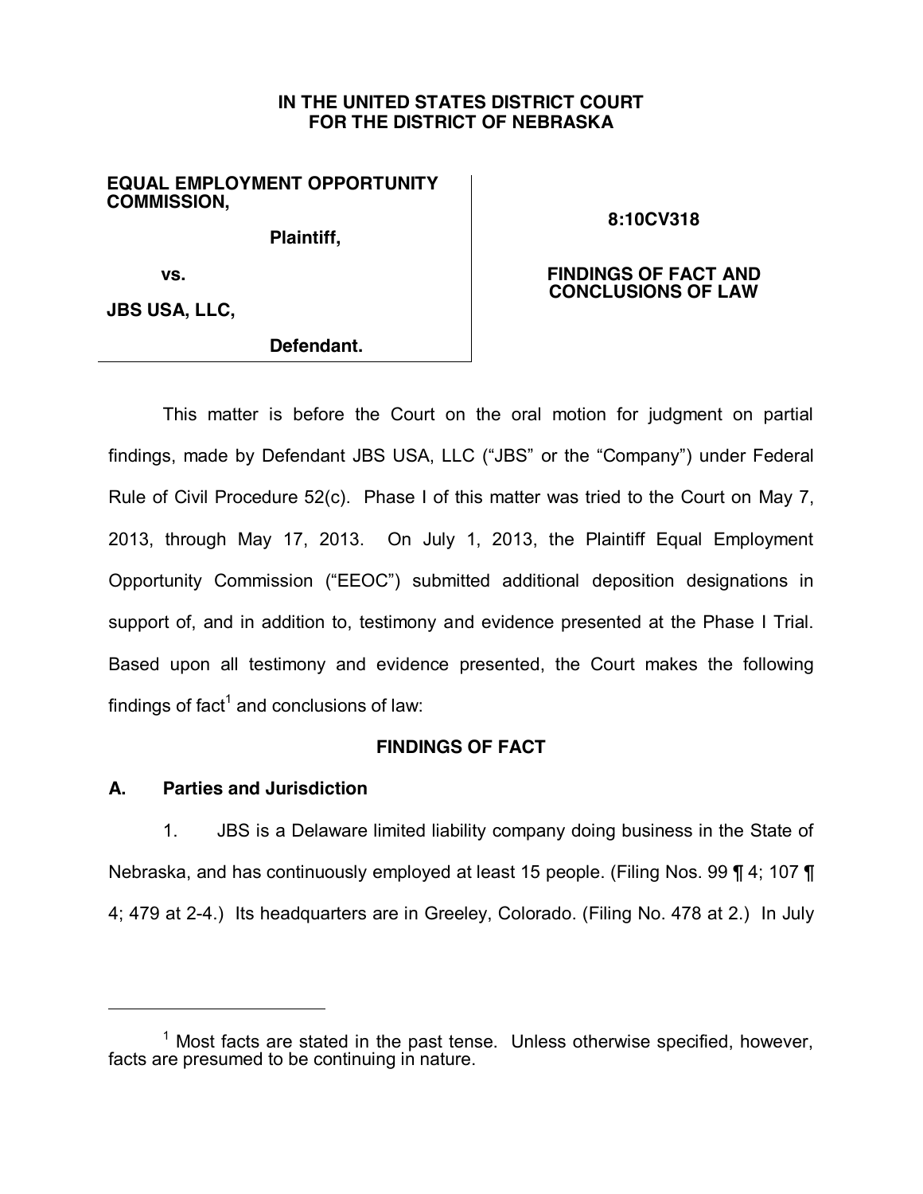**IN THE UNITED STATES DISTRICT COURT**
**FOR THE DISTRICT OF NEBRASKA**

| | |
|---|---|
| **EQUAL EMPLOYMENT OPPORTUNITY COMMISSION,** | **8:10CV318** |
| **Plaintiff,** | |
| **vs.** | **FINDINGS OF FACT AND CONCLUSIONS OF LAW** |
| **JBS USA, LLC,** | |
| **Defendant.** | |

This matter is before the Court on the oral motion for judgment on partial findings, made by Defendant JBS USA, LLC ("JBS" or the "Company") under Federal Rule of Civil Procedure 52(c). Phase I of this matter was tried to the Court on May 7, 2013, through May 17, 2013. On July 1, 2013, the Plaintiff Equal Employment Opportunity Commission ("EEOC") submitted additional deposition designations in support of, and in addition to, testimony and evidence presented at the Phase I Trial. Based upon all testimony and evidence presented, the Court makes the following findings of fact[1] and conclusions of law:

## FINDINGS OF FACT

### A. Parties and Jurisdiction

1. JBS is a Delaware limited liability company doing business in the State of Nebraska, and has continuously employed at least 15 people. (Filing Nos. 99 ¶ 4; 107 ¶ 4; 479 at 2-4.) Its headquarters are in Greeley, Colorado. (Filing No. 478 at 2.) In July

---

[1] Most facts are stated in the past tense. Unless otherwise specified, however, facts are presumed to be continuing in nature.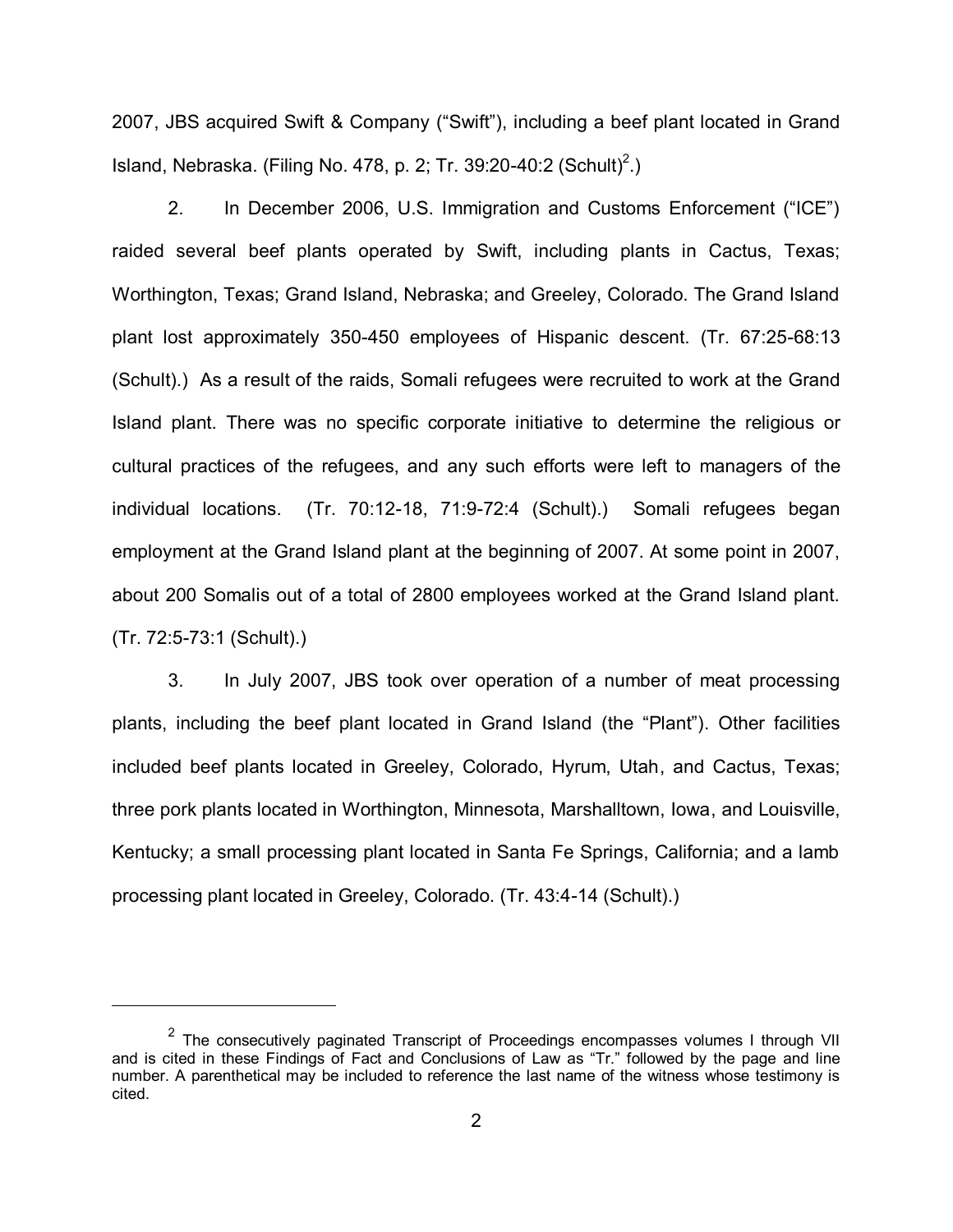2007, JBS acquired Swift & Company ("Swift"), including a beef plant located in Grand Island, Nebraska. (Filing No. 478, p. 2; Tr. 39:20-40:2 (Schult)[2].)

2. In December 2006, U.S. Immigration and Customs Enforcement ("ICE") raided several beef plants operated by Swift, including plants in Cactus, Texas; Worthington, Texas; Grand Island, Nebraska; and Greeley, Colorado. The Grand Island plant lost approximately 350-450 employees of Hispanic descent. (Tr. 67:25-68:13 (Schult).) As a result of the raids, Somali refugees were recruited to work at the Grand Island plant. There was no specific corporate initiative to determine the religious or cultural practices of the refugees, and any such efforts were left to managers of the individual locations. (Tr. 70:12-18, 71:9-72:4 (Schult).) Somali refugees began employment at the Grand Island plant at the beginning of 2007. At some point in 2007, about 200 Somalis out of a total of 2800 employees worked at the Grand Island plant. (Tr. 72:5-73:1 (Schult).)

3. In July 2007, JBS took over operation of a number of meat processing plants, including the beef plant located in Grand Island (the "Plant"). Other facilities included beef plants located in Greeley, Colorado, Hyrum, Utah, and Cactus, Texas; three pork plants located in Worthington, Minnesota, Marshalltown, Iowa, and Louisville, Kentucky; a small processing plant located in Santa Fe Springs, California; and a lamb processing plant located in Greeley, Colorado. (Tr. 43:4-14 (Schult).)

---

[2] The consecutively paginated Transcript of Proceedings encompasses volumes I through VII and is cited in these Findings of Fact and Conclusions of Law as "Tr." followed by the page and line number. A parenthetical may be included to reference the last name of the witness whose testimony is cited.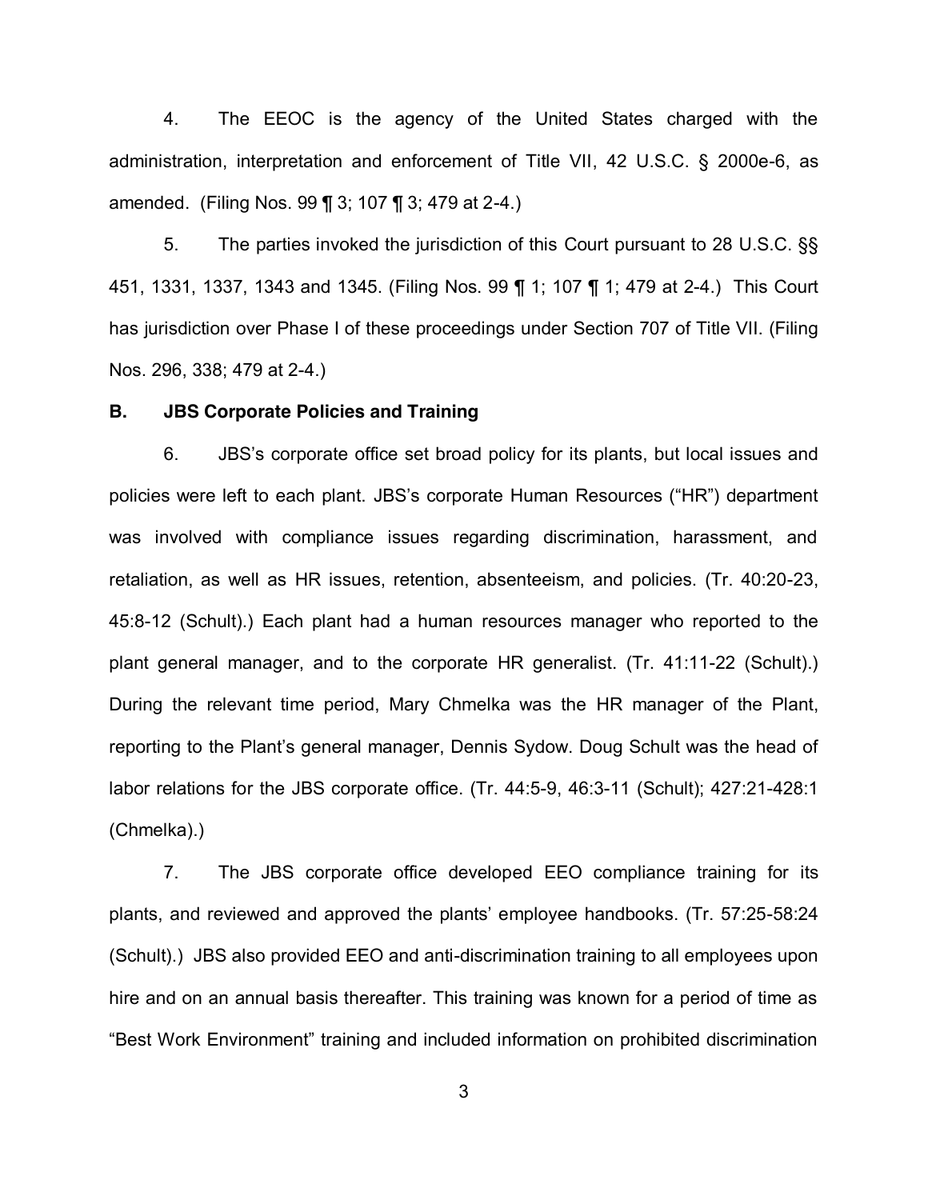4. The EEOC is the agency of the United States charged with the administration, interpretation and enforcement of Title VII, 42 U.S.C. § 2000e-6, as amended. (Filing Nos. 99 ¶ 3; 107 ¶ 3; 479 at 2-4.)

5. The parties invoked the jurisdiction of this Court pursuant to 28 U.S.C. §§ 451, 1331, 1337, 1343 and 1345. (Filing Nos. 99 ¶ 1; 107 ¶ 1; 479 at 2-4.) This Court has jurisdiction over Phase I of these proceedings under Section 707 of Title VII. (Filing Nos. 296, 338; 479 at 2-4.)

**B. JBS Corporate Policies and Training**

6. JBS's corporate office set broad policy for its plants, but local issues and policies were left to each plant. JBS's corporate Human Resources ("HR") department was involved with compliance issues regarding discrimination, harassment, and retaliation, as well as HR issues, retention, absenteeism, and policies. (Tr. 40:20-23, 45:8-12 (Schult).) Each plant had a human resources manager who reported to the plant general manager, and to the corporate HR generalist. (Tr. 41:11-22 (Schult).) During the relevant time period, Mary Chmelka was the HR manager of the Plant, reporting to the Plant's general manager, Dennis Sydow. Doug Schult was the head of labor relations for the JBS corporate office. (Tr. 44:5-9, 46:3-11 (Schult); 427:21-428:1 (Chmelka).)

7. The JBS corporate office developed EEO compliance training for its plants, and reviewed and approved the plants' employee handbooks. (Tr. 57:25-58:24 (Schult).) JBS also provided EEO and anti-discrimination training to all employees upon hire and on an annual basis thereafter. This training was known for a period of time as "Best Work Environment" training and included information on prohibited discrimination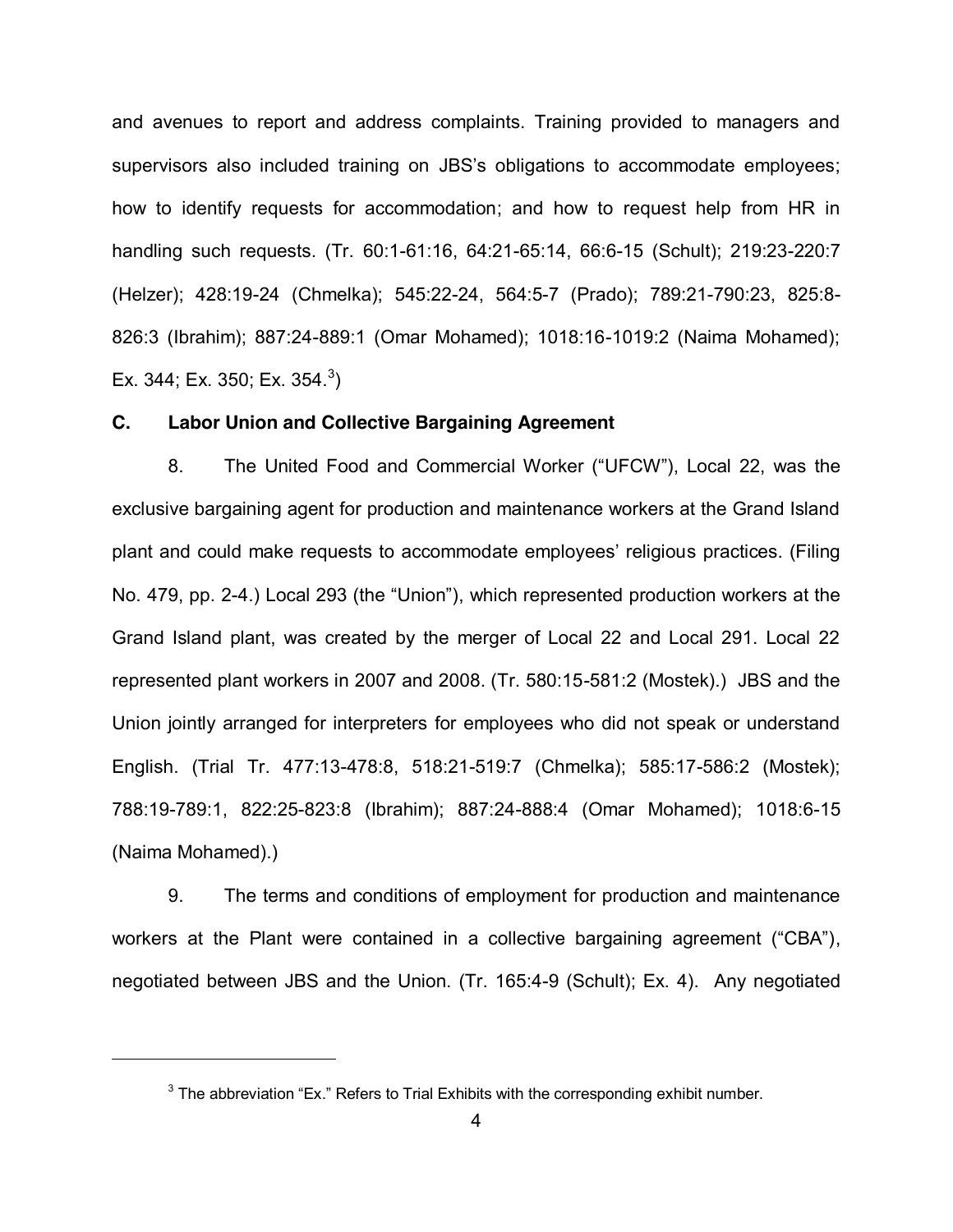and avenues to report and address complaints. Training provided to managers and supervisors also included training on JBS's obligations to accommodate employees; how to identify requests for accommodation; and how to request help from HR in handling such requests. (Tr. 60:1-61:16, 64:21-65:14, 66:6-15 (Schult); 219:23-220:7 (Helzer); 428:19-24 (Chmelka); 545:22-24, 564:5-7 (Prado); 789:21-790:23, 825:8-826:3 (Ibrahim); 887:24-889:1 (Omar Mohamed); 1018:16-1019:2 (Naima Mohamed); Ex. 344; Ex. 350; Ex. 354.[3])

### C. Labor Union and Collective Bargaining Agreement

8. The United Food and Commercial Worker ("UFCW"), Local 22, was the exclusive bargaining agent for production and maintenance workers at the Grand Island plant and could make requests to accommodate employees' religious practices. (Filing No. 479, pp. 2-4.) Local 293 (the "Union"), which represented production workers at the Grand Island plant, was created by the merger of Local 22 and Local 291. Local 22 represented plant workers in 2007 and 2008. (Tr. 580:15-581:2 (Mostek).) JBS and the Union jointly arranged for interpreters for employees who did not speak or understand English. (Trial Tr. 477:13-478:8, 518:21-519:7 (Chmelka); 585:17-586:2 (Mostek); 788:19-789:1, 822:25-823:8 (Ibrahim); 887:24-888:4 (Omar Mohamed); 1018:6-15 (Naima Mohamed).)

9. The terms and conditions of employment for production and maintenance workers at the Plant were contained in a collective bargaining agreement ("CBA"), negotiated between JBS and the Union. (Tr. 165:4-9 (Schult); Ex. 4). Any negotiated

---

[3] The abbreviation "Ex." Refers to Trial Exhibits with the corresponding exhibit number.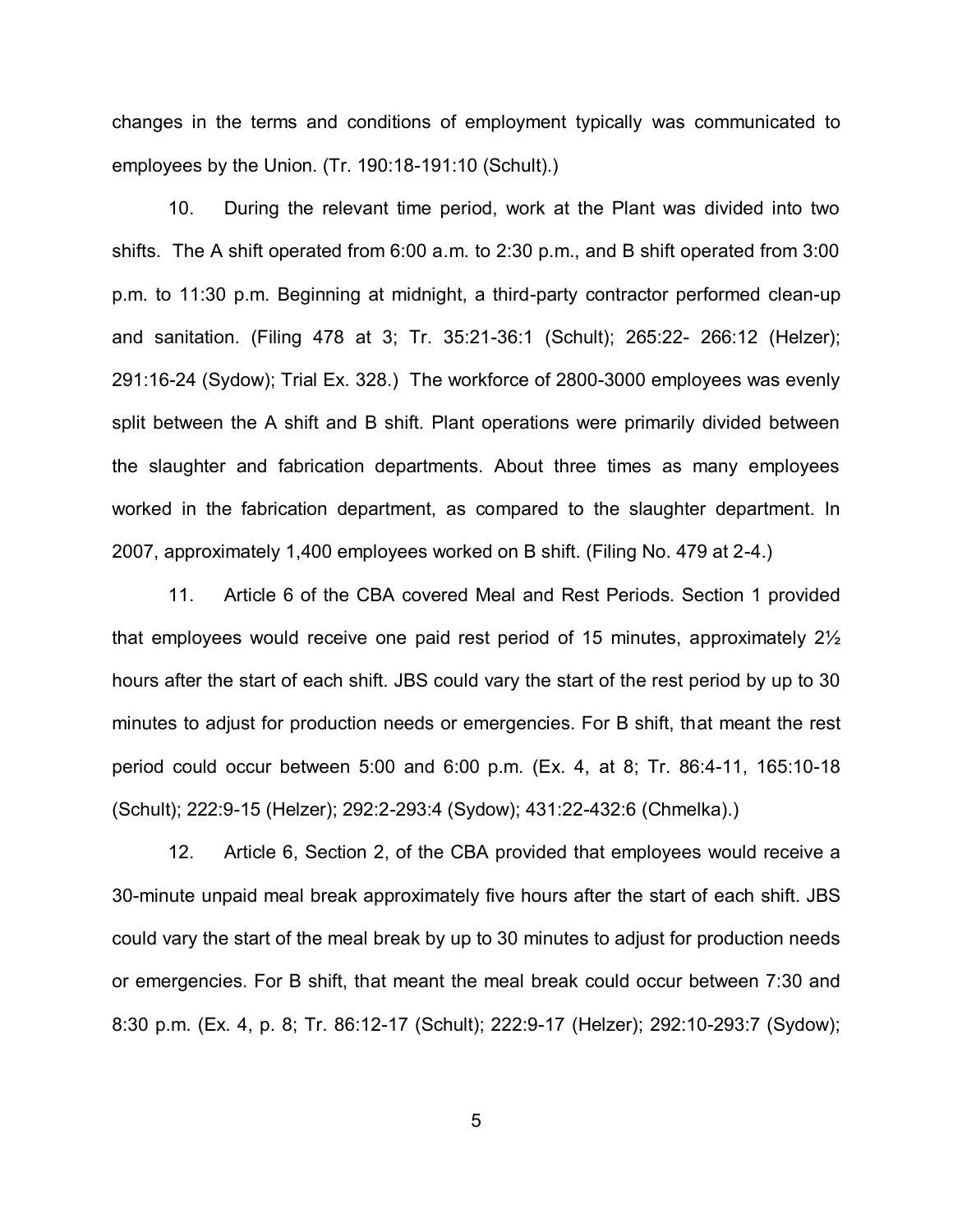changes in the terms and conditions of employment typically was communicated to employees by the Union. (Tr. 190:18-191:10 (Schult).)

10. During the relevant time period, work at the Plant was divided into two shifts. The A shift operated from 6:00 a.m. to 2:30 p.m., and B shift operated from 3:00 p.m. to 11:30 p.m. Beginning at midnight, a third-party contractor performed clean-up and sanitation. (Filing 478 at 3; Tr. 35:21-36:1 (Schult); 265:22- 266:12 (Helzer); 291:16-24 (Sydow); Trial Ex. 328.) The workforce of 2800-3000 employees was evenly split between the A shift and B shift. Plant operations were primarily divided between the slaughter and fabrication departments. About three times as many employees worked in the fabrication department, as compared to the slaughter department. In 2007, approximately 1,400 employees worked on B shift. (Filing No. 479 at 2-4.)

11. Article 6 of the CBA covered Meal and Rest Periods. Section 1 provided that employees would receive one paid rest period of 15 minutes, approximately 2½ hours after the start of each shift. JBS could vary the start of the rest period by up to 30 minutes to adjust for production needs or emergencies. For B shift, that meant the rest period could occur between 5:00 and 6:00 p.m. (Ex. 4, at 8; Tr. 86:4-11, 165:10-18 (Schult); 222:9-15 (Helzer); 292:2-293:4 (Sydow); 431:22-432:6 (Chmelka).)

12. Article 6, Section 2, of the CBA provided that employees would receive a 30-minute unpaid meal break approximately five hours after the start of each shift. JBS could vary the start of the meal break by up to 30 minutes to adjust for production needs or emergencies. For B shift, that meant the meal break could occur between 7:30 and 8:30 p.m. (Ex. 4, p. 8; Tr. 86:12-17 (Schult); 222:9-17 (Helzer); 292:10-293:7 (Sydow);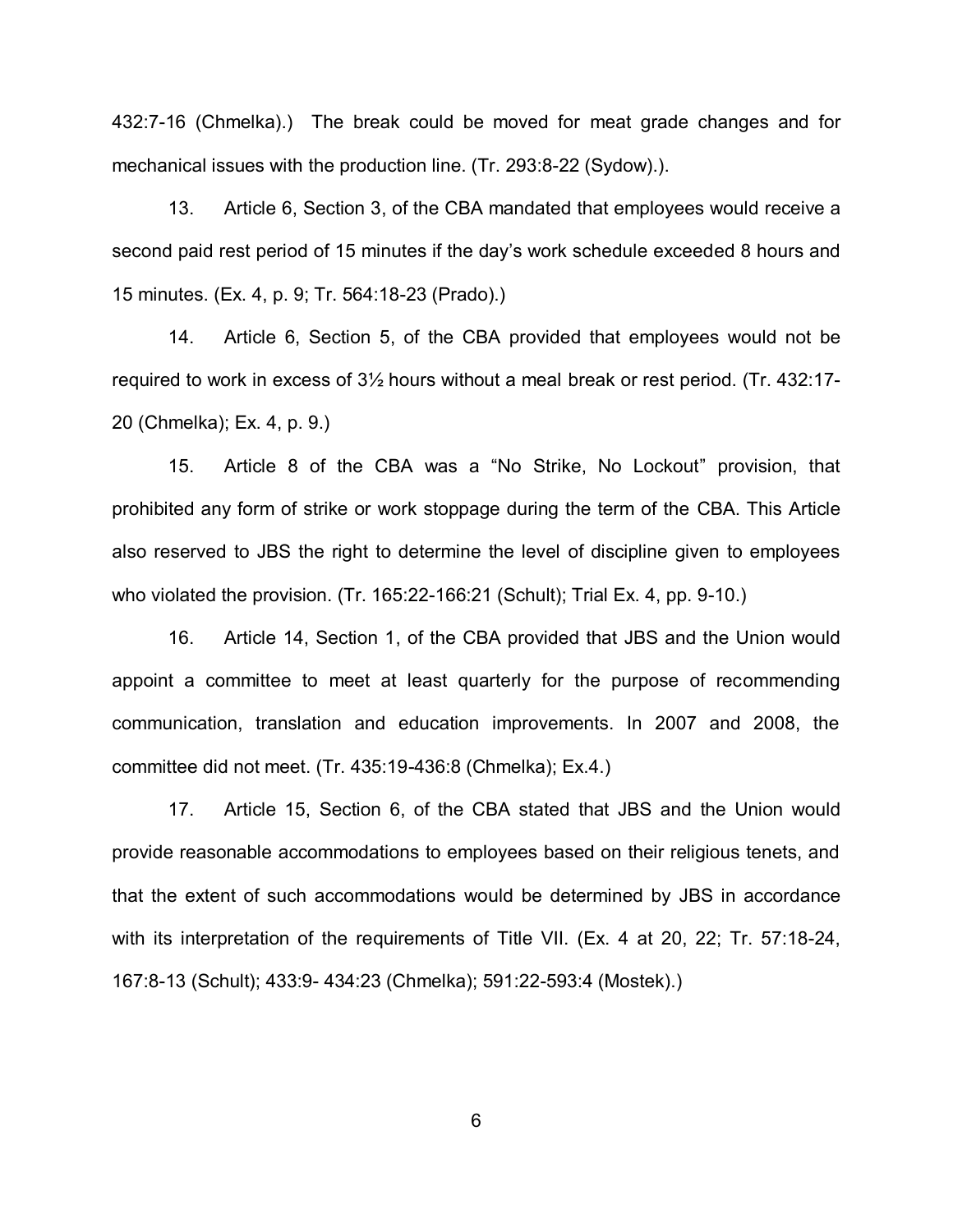432:7-16 (Chmelka).) The break could be moved for meat grade changes and for mechanical issues with the production line. (Tr. 293:8-22 (Sydow).).

13. Article 6, Section 3, of the CBA mandated that employees would receive a second paid rest period of 15 minutes if the day's work schedule exceeded 8 hours and 15 minutes. (Ex. 4, p. 9; Tr. 564:18-23 (Prado).)

14. Article 6, Section 5, of the CBA provided that employees would not be required to work in excess of 3½ hours without a meal break or rest period. (Tr. 432:17-20 (Chmelka); Ex. 4, p. 9.)

15. Article 8 of the CBA was a "No Strike, No Lockout" provision, that prohibited any form of strike or work stoppage during the term of the CBA. This Article also reserved to JBS the right to determine the level of discipline given to employees who violated the provision. (Tr. 165:22-166:21 (Schult); Trial Ex. 4, pp. 9-10.)

16. Article 14, Section 1, of the CBA provided that JBS and the Union would appoint a committee to meet at least quarterly for the purpose of recommending communication, translation and education improvements. In 2007 and 2008, the committee did not meet. (Tr. 435:19-436:8 (Chmelka); Ex.4.)

17. Article 15, Section 6, of the CBA stated that JBS and the Union would provide reasonable accommodations to employees based on their religious tenets, and that the extent of such accommodations would be determined by JBS in accordance with its interpretation of the requirements of Title VII. (Ex. 4 at 20, 22; Tr. 57:18-24, 167:8-13 (Schult); 433:9- 434:23 (Chmelka); 591:22-593:4 (Mostek).)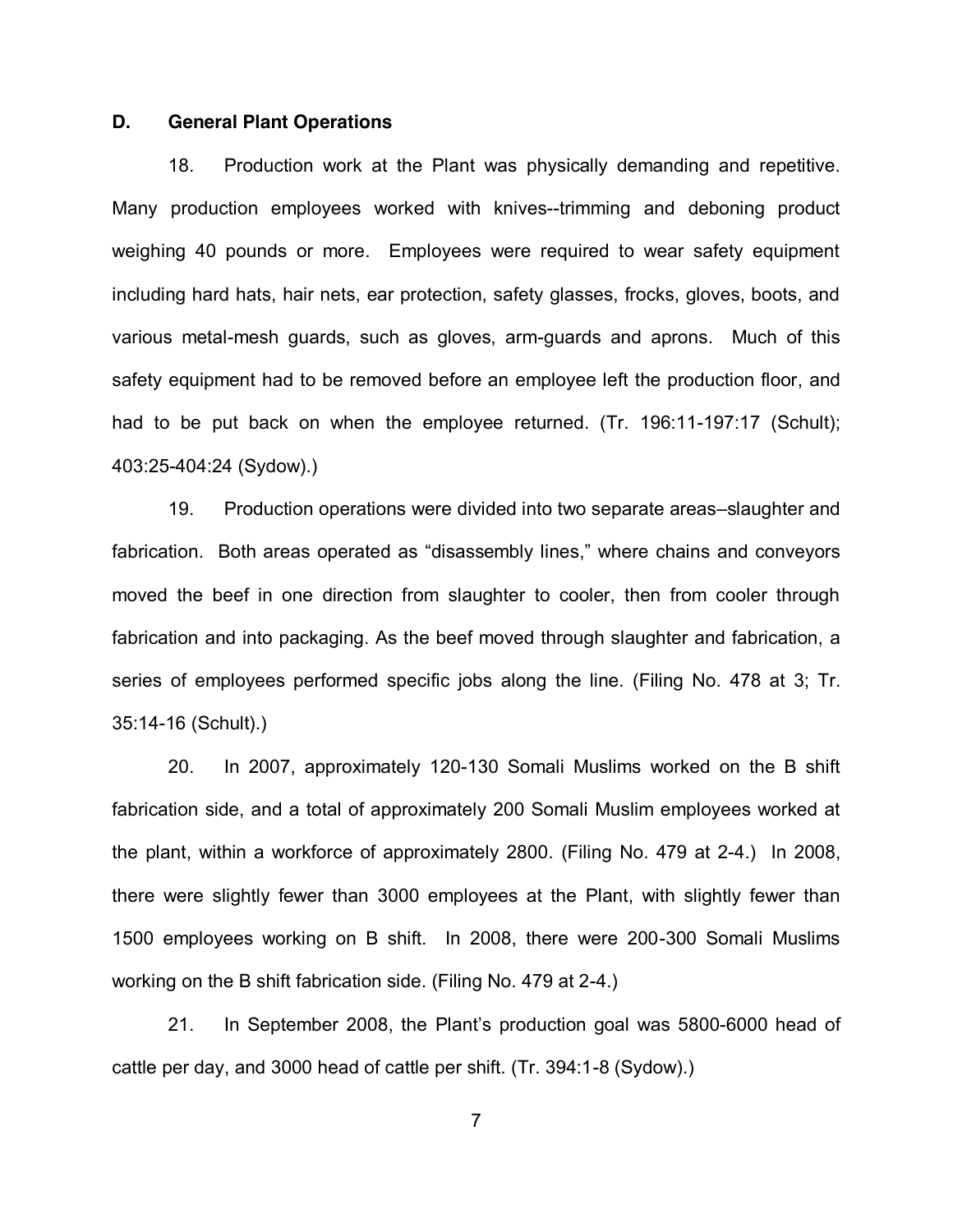### D. General Plant Operations

18. Production work at the Plant was physically demanding and repetitive. Many production employees worked with knives--trimming and deboning product weighing 40 pounds or more. Employees were required to wear safety equipment including hard hats, hair nets, ear protection, safety glasses, frocks, gloves, boots, and various metal-mesh guards, such as gloves, arm-guards and aprons. Much of this safety equipment had to be removed before an employee left the production floor, and had to be put back on when the employee returned. (Tr. 196:11-197:17 (Schult); 403:25-404:24 (Sydow).)

19. Production operations were divided into two separate areas–slaughter and fabrication. Both areas operated as "disassembly lines," where chains and conveyors moved the beef in one direction from slaughter to cooler, then from cooler through fabrication and into packaging. As the beef moved through slaughter and fabrication, a series of employees performed specific jobs along the line. (Filing No. 478 at 3; Tr. 35:14-16 (Schult).)

20. In 2007, approximately 120-130 Somali Muslims worked on the B shift fabrication side, and a total of approximately 200 Somali Muslim employees worked at the plant, within a workforce of approximately 2800. (Filing No. 479 at 2-4.) In 2008, there were slightly fewer than 3000 employees at the Plant, with slightly fewer than 1500 employees working on B shift. In 2008, there were 200-300 Somali Muslims working on the B shift fabrication side. (Filing No. 479 at 2-4.)

21. In September 2008, the Plant's production goal was 5800-6000 head of cattle per day, and 3000 head of cattle per shift. (Tr. 394:1-8 (Sydow).)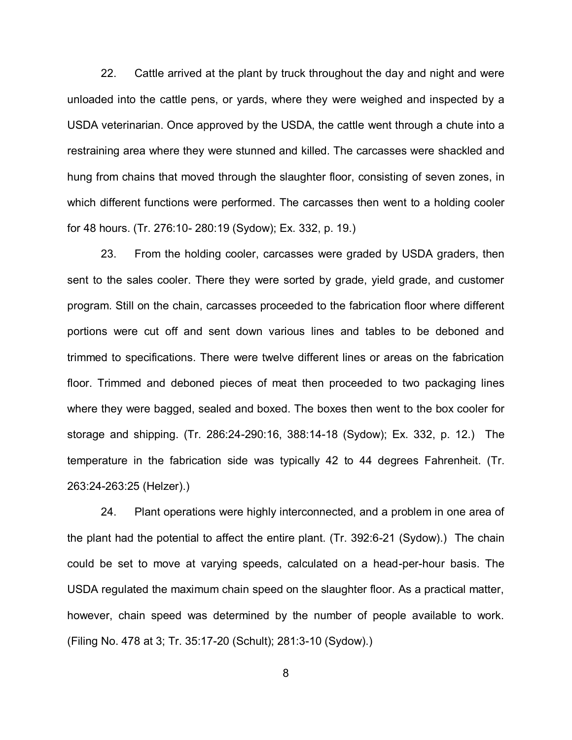22. Cattle arrived at the plant by truck throughout the day and night and were unloaded into the cattle pens, or yards, where they were weighed and inspected by a USDA veterinarian. Once approved by the USDA, the cattle went through a chute into a restraining area where they were stunned and killed. The carcasses were shackled and hung from chains that moved through the slaughter floor, consisting of seven zones, in which different functions were performed. The carcasses then went to a holding cooler for 48 hours. (Tr. 276:10- 280:19 (Sydow); Ex. 332, p. 19.)

23. From the holding cooler, carcasses were graded by USDA graders, then sent to the sales cooler. There they were sorted by grade, yield grade, and customer program. Still on the chain, carcasses proceeded to the fabrication floor where different portions were cut off and sent down various lines and tables to be deboned and trimmed to specifications. There were twelve different lines or areas on the fabrication floor. Trimmed and deboned pieces of meat then proceeded to two packaging lines where they were bagged, sealed and boxed. The boxes then went to the box cooler for storage and shipping. (Tr. 286:24-290:16, 388:14-18 (Sydow); Ex. 332, p. 12.) The temperature in the fabrication side was typically 42 to 44 degrees Fahrenheit. (Tr. 263:24-263:25 (Helzer).)

24. Plant operations were highly interconnected, and a problem in one area of the plant had the potential to affect the entire plant. (Tr. 392:6-21 (Sydow).) The chain could be set to move at varying speeds, calculated on a head-per-hour basis. The USDA regulated the maximum chain speed on the slaughter floor. As a practical matter, however, chain speed was determined by the number of people available to work. (Filing No. 478 at 3; Tr. 35:17-20 (Schult); 281:3-10 (Sydow).)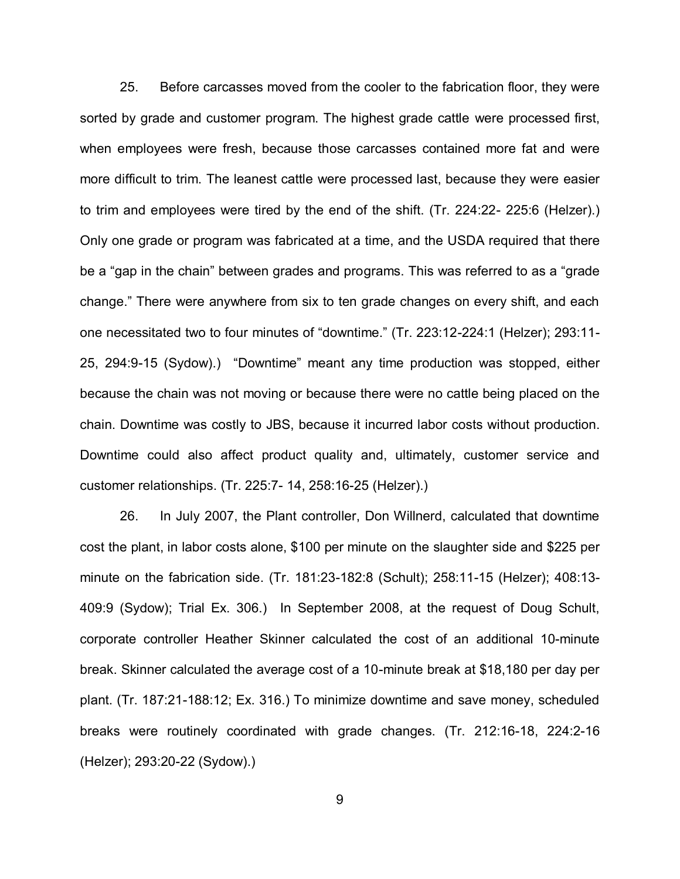25. Before carcasses moved from the cooler to the fabrication floor, they were sorted by grade and customer program. The highest grade cattle were processed first, when employees were fresh, because those carcasses contained more fat and were more difficult to trim. The leanest cattle were processed last, because they were easier to trim and employees were tired by the end of the shift. (Tr. 224:22- 225:6 (Helzer).) Only one grade or program was fabricated at a time, and the USDA required that there be a "gap in the chain" between grades and programs. This was referred to as a "grade change." There were anywhere from six to ten grade changes on every shift, and each one necessitated two to four minutes of "downtime." (Tr. 223:12-224:1 (Helzer); 293:11-25, 294:9-15 (Sydow).) "Downtime" meant any time production was stopped, either because the chain was not moving or because there were no cattle being placed on the chain. Downtime was costly to JBS, because it incurred labor costs without production. Downtime could also affect product quality and, ultimately, customer service and customer relationships. (Tr. 225:7- 14, 258:16-25 (Helzer).)

26. In July 2007, the Plant controller, Don Willnerd, calculated that downtime cost the plant, in labor costs alone, $100 per minute on the slaughter side and $225 per minute on the fabrication side. (Tr. 181:23-182:8 (Schult); 258:11-15 (Helzer); 408:13-409:9 (Sydow); Trial Ex. 306.) In September 2008, at the request of Doug Schult, corporate controller Heather Skinner calculated the cost of an additional 10-minute break. Skinner calculated the average cost of a 10-minute break at $18,180 per day per plant. (Tr. 187:21-188:12; Ex. 316.) To minimize downtime and save money, scheduled breaks were routinely coordinated with grade changes. (Tr. 212:16-18, 224:2-16 (Helzer); 293:20-22 (Sydow).)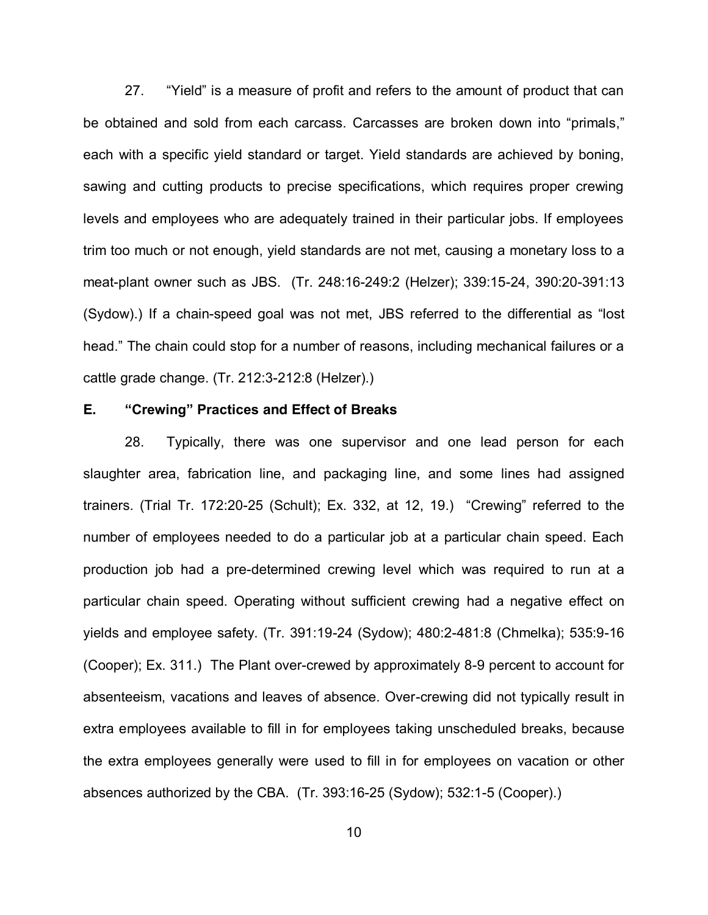27. "Yield" is a measure of profit and refers to the amount of product that can be obtained and sold from each carcass. Carcasses are broken down into "primals," each with a specific yield standard or target. Yield standards are achieved by boning, sawing and cutting products to precise specifications, which requires proper crewing levels and employees who are adequately trained in their particular jobs. If employees trim too much or not enough, yield standards are not met, causing a monetary loss to a meat-plant owner such as JBS. (Tr. 248:16-249:2 (Helzer); 339:15-24, 390:20-391:13 (Sydow).) If a chain-speed goal was not met, JBS referred to the differential as "lost head." The chain could stop for a number of reasons, including mechanical failures or a cattle grade change. (Tr. 212:3-212:8 (Helzer).)

**E. "Crewing" Practices and Effect of Breaks**

28. Typically, there was one supervisor and one lead person for each slaughter area, fabrication line, and packaging line, and some lines had assigned trainers. (Trial Tr. 172:20-25 (Schult); Ex. 332, at 12, 19.) "Crewing" referred to the number of employees needed to do a particular job at a particular chain speed. Each production job had a pre-determined crewing level which was required to run at a particular chain speed. Operating without sufficient crewing had a negative effect on yields and employee safety. (Tr. 391:19-24 (Sydow); 480:2-481:8 (Chmelka); 535:9-16 (Cooper); Ex. 311.) The Plant over-crewed by approximately 8-9 percent to account for absenteeism, vacations and leaves of absence. Over-crewing did not typically result in extra employees available to fill in for employees taking unscheduled breaks, because the extra employees generally were used to fill in for employees on vacation or other absences authorized by the CBA. (Tr. 393:16-25 (Sydow); 532:1-5 (Cooper).)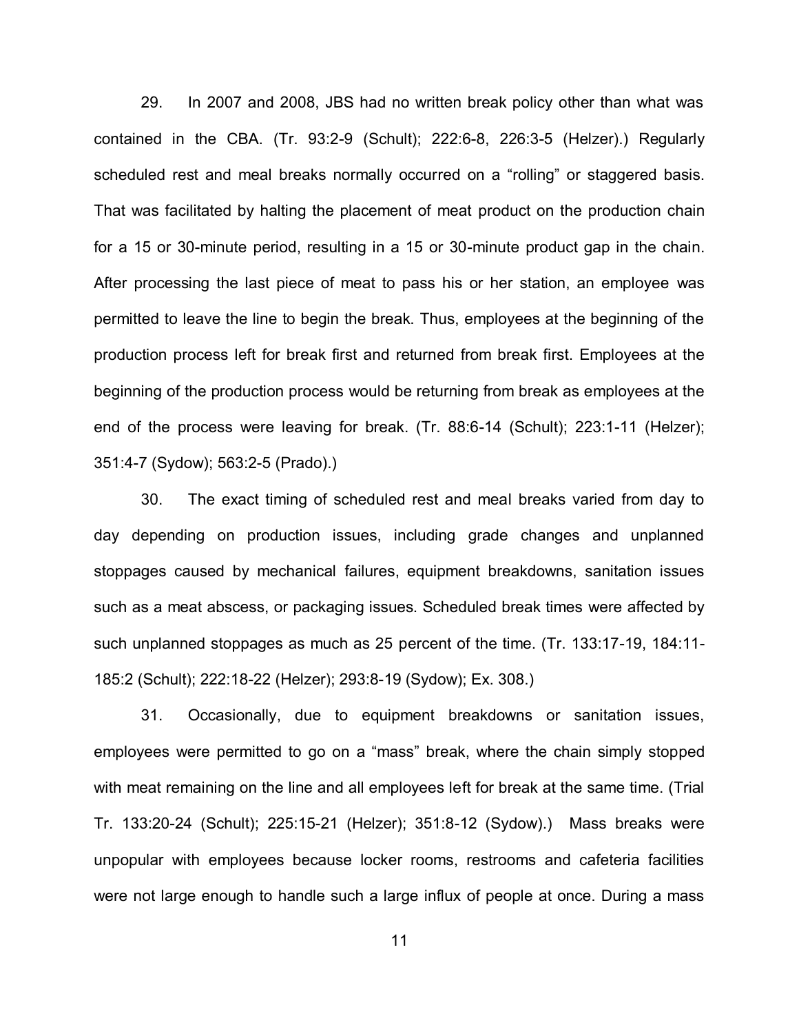29. In 2007 and 2008, JBS had no written break policy other than what was contained in the CBA. (Tr. 93:2-9 (Schult); 222:6-8, 226:3-5 (Helzer).) Regularly scheduled rest and meal breaks normally occurred on a "rolling" or staggered basis. That was facilitated by halting the placement of meat product on the production chain for a 15 or 30-minute period, resulting in a 15 or 30-minute product gap in the chain. After processing the last piece of meat to pass his or her station, an employee was permitted to leave the line to begin the break. Thus, employees at the beginning of the production process left for break first and returned from break first. Employees at the beginning of the production process would be returning from break as employees at the end of the process were leaving for break. (Tr. 88:6-14 (Schult); 223:1-11 (Helzer); 351:4-7 (Sydow); 563:2-5 (Prado).)

30. The exact timing of scheduled rest and meal breaks varied from day to day depending on production issues, including grade changes and unplanned stoppages caused by mechanical failures, equipment breakdowns, sanitation issues such as a meat abscess, or packaging issues. Scheduled break times were affected by such unplanned stoppages as much as 25 percent of the time. (Tr. 133:17-19, 184:11-185:2 (Schult); 222:18-22 (Helzer); 293:8-19 (Sydow); Ex. 308.)

31. Occasionally, due to equipment breakdowns or sanitation issues, employees were permitted to go on a "mass" break, where the chain simply stopped with meat remaining on the line and all employees left for break at the same time. (Trial Tr. 133:20-24 (Schult); 225:15-21 (Helzer); 351:8-12 (Sydow).) Mass breaks were unpopular with employees because locker rooms, restrooms and cafeteria facilities were not large enough to handle such a large influx of people at once. During a mass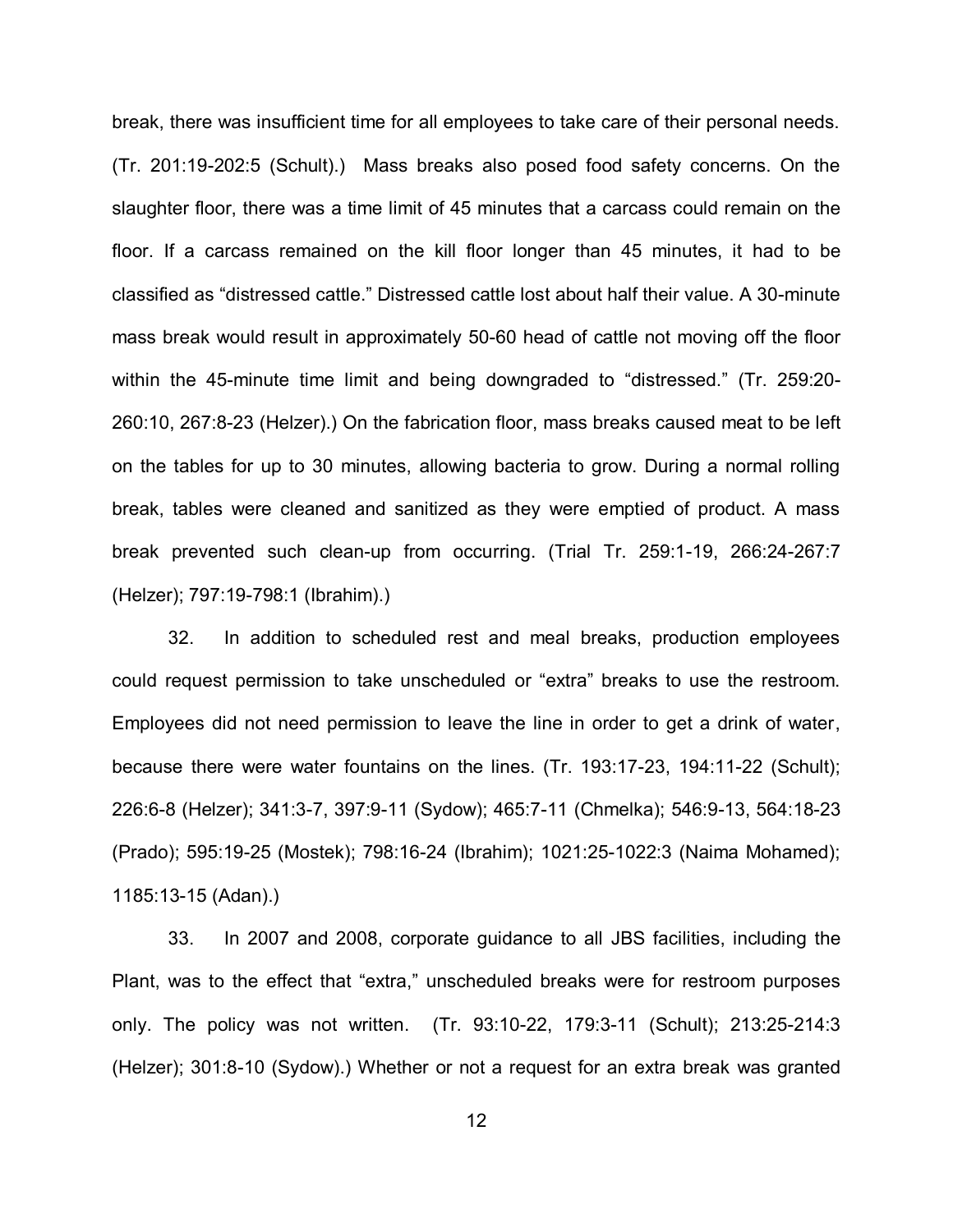break, there was insufficient time for all employees to take care of their personal needs. (Tr. 201:19-202:5 (Schult).) Mass breaks also posed food safety concerns. On the slaughter floor, there was a time limit of 45 minutes that a carcass could remain on the floor. If a carcass remained on the kill floor longer than 45 minutes, it had to be classified as "distressed cattle." Distressed cattle lost about half their value. A 30-minute mass break would result in approximately 50-60 head of cattle not moving off the floor within the 45-minute time limit and being downgraded to "distressed." (Tr. 259:20-260:10, 267:8-23 (Helzer).) On the fabrication floor, mass breaks caused meat to be left on the tables for up to 30 minutes, allowing bacteria to grow. During a normal rolling break, tables were cleaned and sanitized as they were emptied of product. A mass break prevented such clean-up from occurring. (Trial Tr. 259:1-19, 266:24-267:7 (Helzer); 797:19-798:1 (Ibrahim).)

32. In addition to scheduled rest and meal breaks, production employees could request permission to take unscheduled or "extra" breaks to use the restroom. Employees did not need permission to leave the line in order to get a drink of water, because there were water fountains on the lines. (Tr. 193:17-23, 194:11-22 (Schult); 226:6-8 (Helzer); 341:3-7, 397:9-11 (Sydow); 465:7-11 (Chmelka); 546:9-13, 564:18-23 (Prado); 595:19-25 (Mostek); 798:16-24 (Ibrahim); 1021:25-1022:3 (Naima Mohamed); 1185:13-15 (Adan).)

33. In 2007 and 2008, corporate guidance to all JBS facilities, including the Plant, was to the effect that "extra," unscheduled breaks were for restroom purposes only. The policy was not written. (Tr. 93:10-22, 179:3-11 (Schult); 213:25-214:3 (Helzer); 301:8-10 (Sydow).) Whether or not a request for an extra break was granted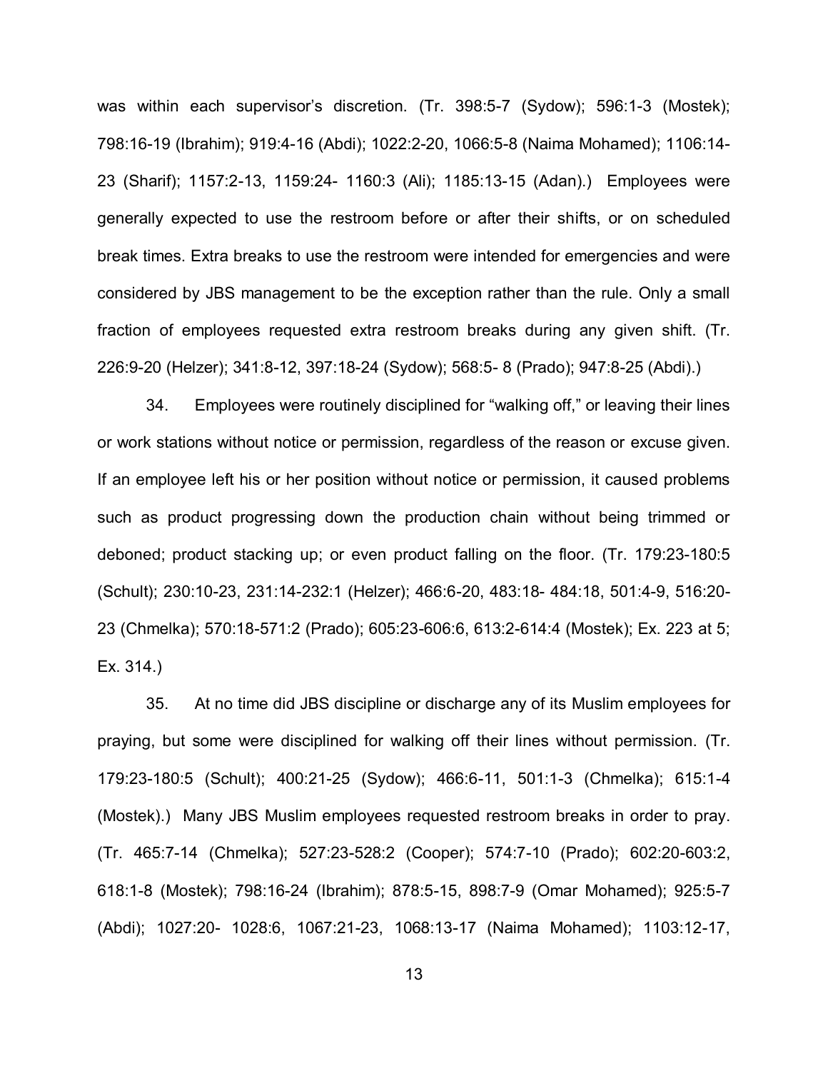was within each supervisor's discretion. (Tr. 398:5-7 (Sydow); 596:1-3 (Mostek); 798:16-19 (Ibrahim); 919:4-16 (Abdi); 1022:2-20, 1066:5-8 (Naima Mohamed); 1106:14-23 (Sharif); 1157:2-13, 1159:24- 1160:3 (Ali); 1185:13-15 (Adan).) Employees were generally expected to use the restroom before or after their shifts, or on scheduled break times. Extra breaks to use the restroom were intended for emergencies and were considered by JBS management to be the exception rather than the rule. Only a small fraction of employees requested extra restroom breaks during any given shift. (Tr. 226:9-20 (Helzer); 341:8-12, 397:18-24 (Sydow); 568:5- 8 (Prado); 947:8-25 (Abdi).)

34. Employees were routinely disciplined for "walking off," or leaving their lines or work stations without notice or permission, regardless of the reason or excuse given. If an employee left his or her position without notice or permission, it caused problems such as product progressing down the production chain without being trimmed or deboned; product stacking up; or even product falling on the floor. (Tr. 179:23-180:5 (Schult); 230:10-23, 231:14-232:1 (Helzer); 466:6-20, 483:18- 484:18, 501:4-9, 516:20-23 (Chmelka); 570:18-571:2 (Prado); 605:23-606:6, 613:2-614:4 (Mostek); Ex. 223 at 5; Ex. 314.)

35. At no time did JBS discipline or discharge any of its Muslim employees for praying, but some were disciplined for walking off their lines without permission. (Tr. 179:23-180:5 (Schult); 400:21-25 (Sydow); 466:6-11, 501:1-3 (Chmelka); 615:1-4 (Mostek).) Many JBS Muslim employees requested restroom breaks in order to pray. (Tr. 465:7-14 (Chmelka); 527:23-528:2 (Cooper); 574:7-10 (Prado); 602:20-603:2, 618:1-8 (Mostek); 798:16-24 (Ibrahim); 878:5-15, 898:7-9 (Omar Mohamed); 925:5-7 (Abdi); 1027:20- 1028:6, 1067:21-23, 1068:13-17 (Naima Mohamed); 1103:12-17,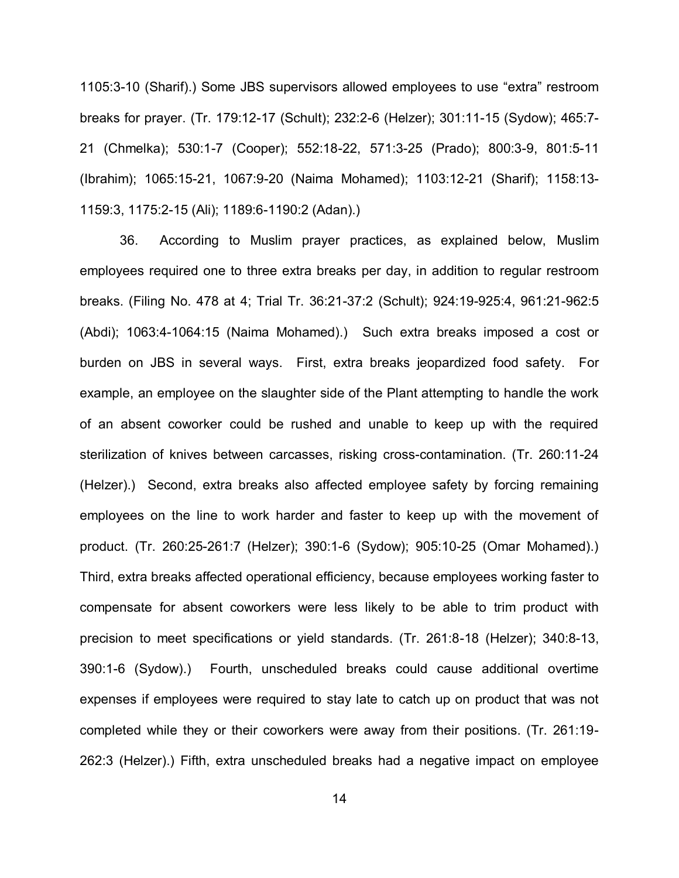1105:3-10 (Sharif).) Some JBS supervisors allowed employees to use "extra" restroom breaks for prayer. (Tr. 179:12-17 (Schult); 232:2-6 (Helzer); 301:11-15 (Sydow); 465:7-21 (Chmelka); 530:1-7 (Cooper); 552:18-22, 571:3-25 (Prado); 800:3-9, 801:5-11 (Ibrahim); 1065:15-21, 1067:9-20 (Naima Mohamed); 1103:12-21 (Sharif); 1158:13-1159:3, 1175:2-15 (Ali); 1189:6-1190:2 (Adan).)

36. According to Muslim prayer practices, as explained below, Muslim employees required one to three extra breaks per day, in addition to regular restroom breaks. (Filing No. 478 at 4; Trial Tr. 36:21-37:2 (Schult); 924:19-925:4, 961:21-962:5 (Abdi); 1063:4-1064:15 (Naima Mohamed).) Such extra breaks imposed a cost or burden on JBS in several ways. First, extra breaks jeopardized food safety. For example, an employee on the slaughter side of the Plant attempting to handle the work of an absent coworker could be rushed and unable to keep up with the required sterilization of knives between carcasses, risking cross-contamination. (Tr. 260:11-24 (Helzer).) Second, extra breaks also affected employee safety by forcing remaining employees on the line to work harder and faster to keep up with the movement of product. (Tr. 260:25-261:7 (Helzer); 390:1-6 (Sydow); 905:10-25 (Omar Mohamed).) Third, extra breaks affected operational efficiency, because employees working faster to compensate for absent coworkers were less likely to be able to trim product with precision to meet specifications or yield standards. (Tr. 261:8-18 (Helzer); 340:8-13, 390:1-6 (Sydow).) Fourth, unscheduled breaks could cause additional overtime expenses if employees were required to stay late to catch up on product that was not completed while they or their coworkers were away from their positions. (Tr. 261:19-262:3 (Helzer).) Fifth, extra unscheduled breaks had a negative impact on employee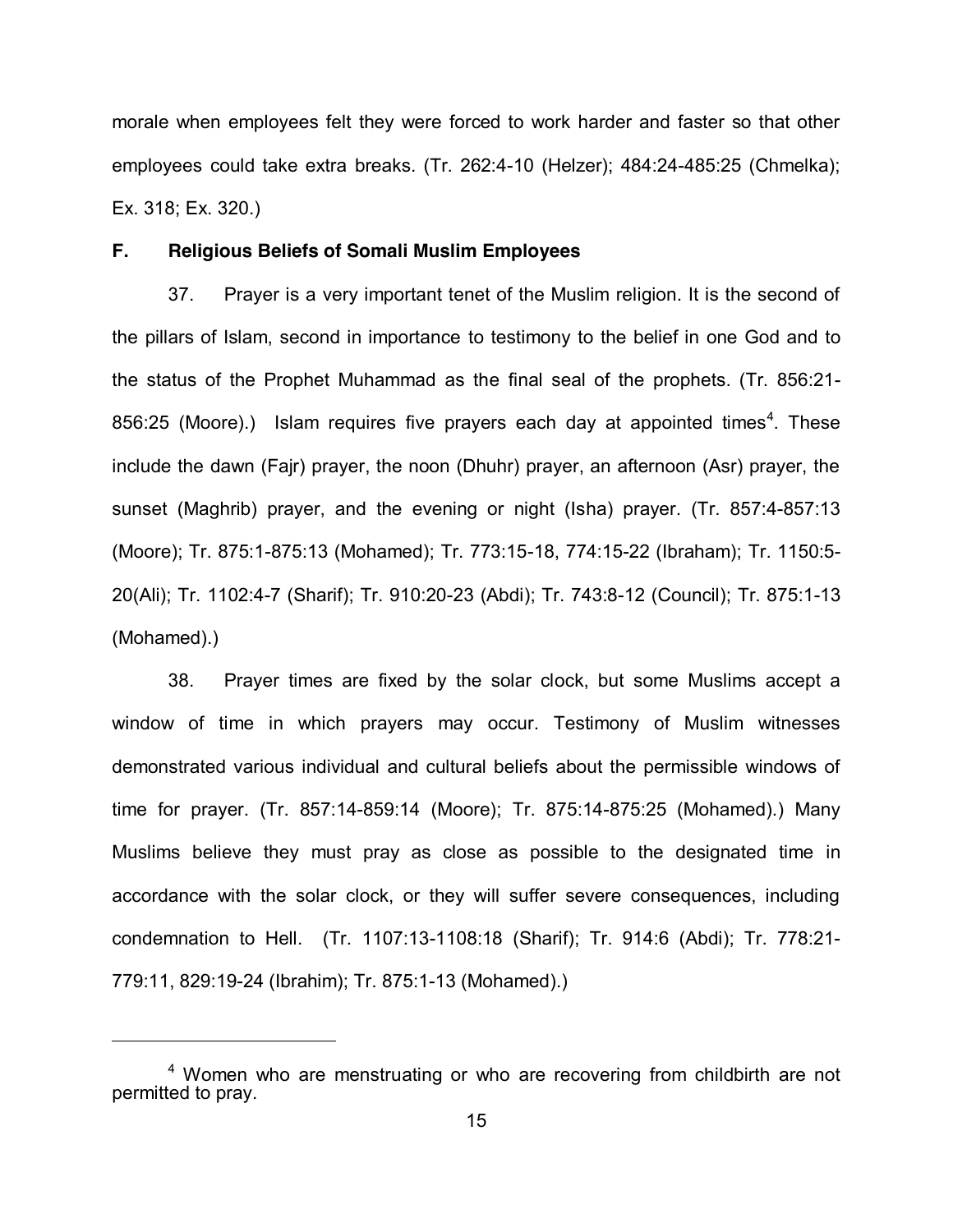morale when employees felt they were forced to work harder and faster so that other employees could take extra breaks. (Tr. 262:4-10 (Helzer); 484:24-485:25 (Chmelka); Ex. 318; Ex. 320.)

**F. Religious Beliefs of Somali Muslim Employees**

37. Prayer is a very important tenet of the Muslim religion. It is the second of the pillars of Islam, second in importance to testimony to the belief in one God and to the status of the Prophet Muhammad as the final seal of the prophets. (Tr. 856:21-856:25 (Moore).) Islam requires five prayers each day at appointed times[4]. These include the dawn (Fajr) prayer, the noon (Dhuhr) prayer, an afternoon (Asr) prayer, the sunset (Maghrib) prayer, and the evening or night (Isha) prayer. (Tr. 857:4-857:13 (Moore); Tr. 875:1-875:13 (Mohamed); Tr. 773:15-18, 774:15-22 (Ibraham); Tr. 1150:5-20(Ali); Tr. 1102:4-7 (Sharif); Tr. 910:20-23 (Abdi); Tr. 743:8-12 (Council); Tr. 875:1-13 (Mohamed).)

38. Prayer times are fixed by the solar clock, but some Muslims accept a window of time in which prayers may occur. Testimony of Muslim witnesses demonstrated various individual and cultural beliefs about the permissible windows of time for prayer. (Tr. 857:14-859:14 (Moore); Tr. 875:14-875:25 (Mohamed).) Many Muslims believe they must pray as close as possible to the designated time in accordance with the solar clock, or they will suffer severe consequences, including condemnation to Hell. (Tr. 1107:13-1108:18 (Sharif); Tr. 914:6 (Abdi); Tr. 778:21-779:11, 829:19-24 (Ibrahim); Tr. 875:1-13 (Mohamed).)

---

[4] Women who are menstruating or who are recovering from childbirth are not permitted to pray.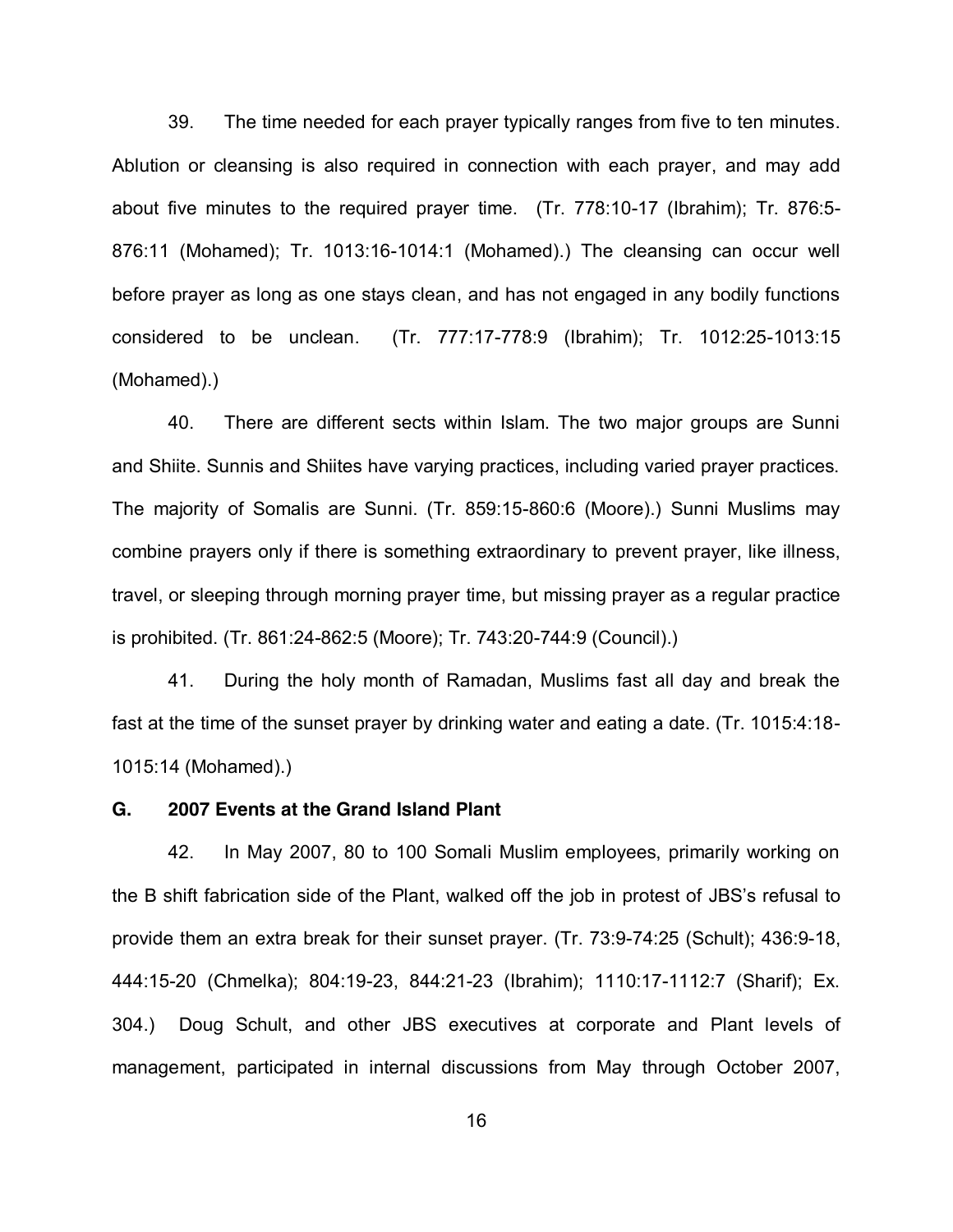39. The time needed for each prayer typically ranges from five to ten minutes. Ablution or cleansing is also required in connection with each prayer, and may add about five minutes to the required prayer time. (Tr. 778:10-17 (Ibrahim); Tr. 876:5-876:11 (Mohamed); Tr. 1013:16-1014:1 (Mohamed).) The cleansing can occur well before prayer as long as one stays clean, and has not engaged in any bodily functions considered to be unclean. (Tr. 777:17-778:9 (Ibrahim); Tr. 1012:25-1013:15 (Mohamed).)

40. There are different sects within Islam. The two major groups are Sunni and Shiite. Sunnis and Shiites have varying practices, including varied prayer practices. The majority of Somalis are Sunni. (Tr. 859:15-860:6 (Moore).) Sunni Muslims may combine prayers only if there is something extraordinary to prevent prayer, like illness, travel, or sleeping through morning prayer time, but missing prayer as a regular practice is prohibited. (Tr. 861:24-862:5 (Moore); Tr. 743:20-744:9 (Council).)

41. During the holy month of Ramadan, Muslims fast all day and break the fast at the time of the sunset prayer by drinking water and eating a date. (Tr. 1015:4:18-1015:14 (Mohamed).)

### G. 2007 Events at the Grand Island Plant

42. In May 2007, 80 to 100 Somali Muslim employees, primarily working on the B shift fabrication side of the Plant, walked off the job in protest of JBS's refusal to provide them an extra break for their sunset prayer. (Tr. 73:9-74:25 (Schult); 436:9-18, 444:15-20 (Chmelka); 804:19-23, 844:21-23 (Ibrahim); 1110:17-1112:7 (Sharif); Ex. 304.) Doug Schult, and other JBS executives at corporate and Plant levels of management, participated in internal discussions from May through October 2007,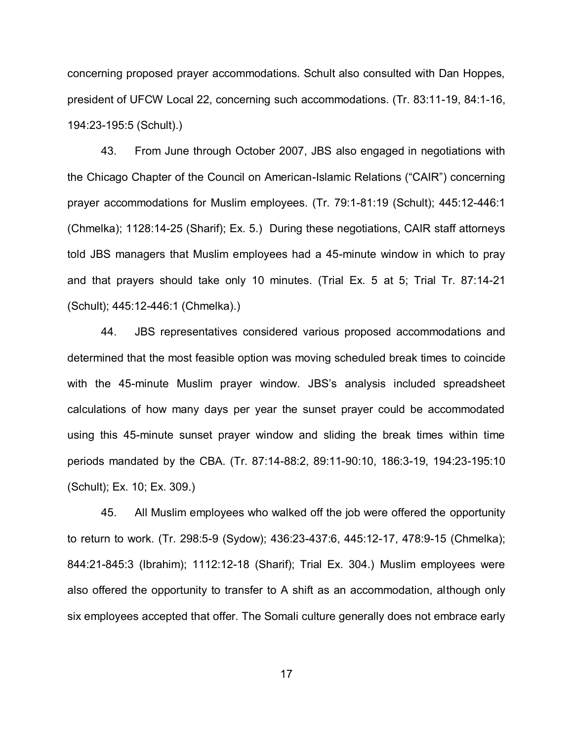concerning proposed prayer accommodations. Schult also consulted with Dan Hoppes, president of UFCW Local 22, concerning such accommodations. (Tr. 83:11-19, 84:1-16, 194:23-195:5 (Schult).)

43. From June through October 2007, JBS also engaged in negotiations with the Chicago Chapter of the Council on American-Islamic Relations ("CAIR") concerning prayer accommodations for Muslim employees. (Tr. 79:1-81:19 (Schult); 445:12-446:1 (Chmelka); 1128:14-25 (Sharif); Ex. 5.) During these negotiations, CAIR staff attorneys told JBS managers that Muslim employees had a 45-minute window in which to pray and that prayers should take only 10 minutes. (Trial Ex. 5 at 5; Trial Tr. 87:14-21 (Schult); 445:12-446:1 (Chmelka).)

44. JBS representatives considered various proposed accommodations and determined that the most feasible option was moving scheduled break times to coincide with the 45-minute Muslim prayer window. JBS's analysis included spreadsheet calculations of how many days per year the sunset prayer could be accommodated using this 45-minute sunset prayer window and sliding the break times within time periods mandated by the CBA. (Tr. 87:14-88:2, 89:11-90:10, 186:3-19, 194:23-195:10 (Schult); Ex. 10; Ex. 309.)

45. All Muslim employees who walked off the job were offered the opportunity to return to work. (Tr. 298:5-9 (Sydow); 436:23-437:6, 445:12-17, 478:9-15 (Chmelka); 844:21-845:3 (Ibrahim); 1112:12-18 (Sharif); Trial Ex. 304.) Muslim employees were also offered the opportunity to transfer to A shift as an accommodation, although only six employees accepted that offer. The Somali culture generally does not embrace early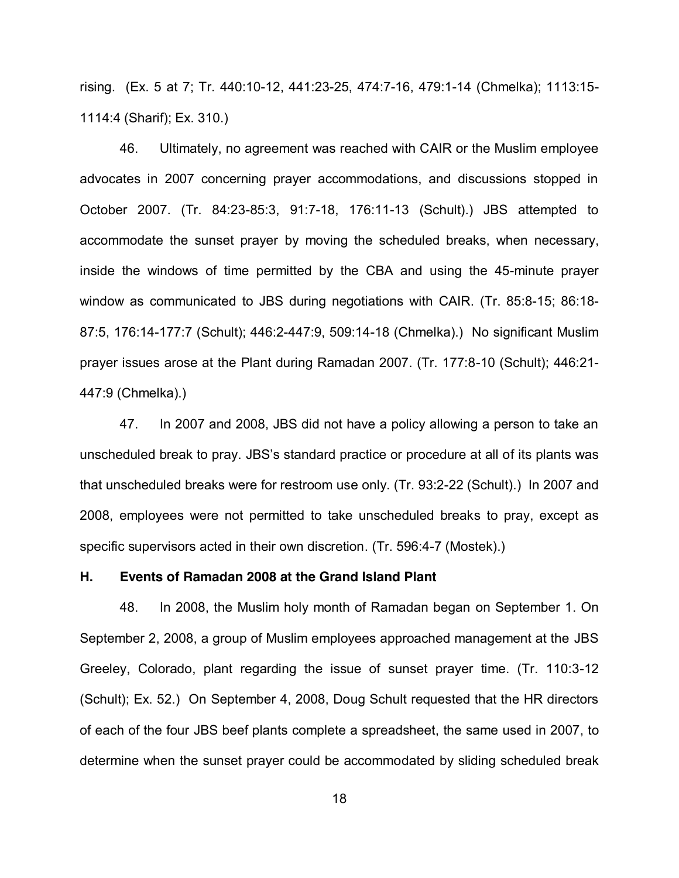rising. (Ex. 5 at 7; Tr. 440:10-12, 441:23-25, 474:7-16, 479:1-14 (Chmelka); 1113:15-1114:4 (Sharif); Ex. 310.)

46. Ultimately, no agreement was reached with CAIR or the Muslim employee advocates in 2007 concerning prayer accommodations, and discussions stopped in October 2007. (Tr. 84:23-85:3, 91:7-18, 176:11-13 (Schult).) JBS attempted to accommodate the sunset prayer by moving the scheduled breaks, when necessary, inside the windows of time permitted by the CBA and using the 45-minute prayer window as communicated to JBS during negotiations with CAIR. (Tr. 85:8-15; 86:18-87:5, 176:14-177:7 (Schult); 446:2-447:9, 509:14-18 (Chmelka).) No significant Muslim prayer issues arose at the Plant during Ramadan 2007. (Tr. 177:8-10 (Schult); 446:21-447:9 (Chmelka).)

47. In 2007 and 2008, JBS did not have a policy allowing a person to take an unscheduled break to pray. JBS's standard practice or procedure at all of its plants was that unscheduled breaks were for restroom use only. (Tr. 93:2-22 (Schult).) In 2007 and 2008, employees were not permitted to take unscheduled breaks to pray, except as specific supervisors acted in their own discretion. (Tr. 596:4-7 (Mostek).)

### H. Events of Ramadan 2008 at the Grand Island Plant

48. In 2008, the Muslim holy month of Ramadan began on September 1. On September 2, 2008, a group of Muslim employees approached management at the JBS Greeley, Colorado, plant regarding the issue of sunset prayer time. (Tr. 110:3-12 (Schult); Ex. 52.) On September 4, 2008, Doug Schult requested that the HR directors of each of the four JBS beef plants complete a spreadsheet, the same used in 2007, to determine when the sunset prayer could be accommodated by sliding scheduled break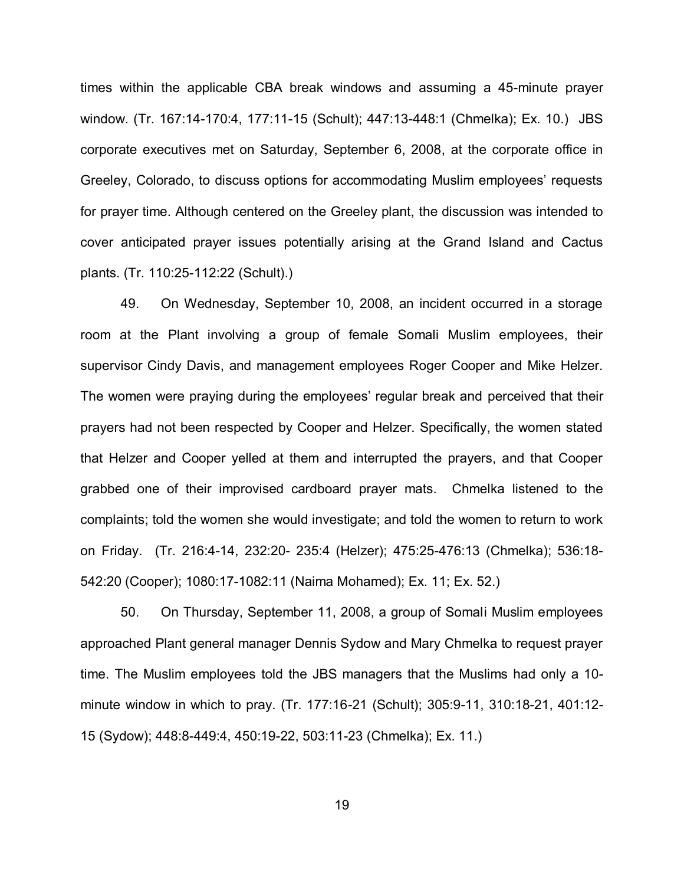times within the applicable CBA break windows and assuming a 45-minute prayer window. (Tr. 167:14-170:4, 177:11-15 (Schult); 447:13-448:1 (Chmelka); Ex. 10.) JBS corporate executives met on Saturday, September 6, 2008, at the corporate office in Greeley, Colorado, to discuss options for accommodating Muslim employees' requests for prayer time. Although centered on the Greeley plant, the discussion was intended to cover anticipated prayer issues potentially arising at the Grand Island and Cactus plants. (Tr. 110:25-112:22 (Schult).)

49. On Wednesday, September 10, 2008, an incident occurred in a storage room at the Plant involving a group of female Somali Muslim employees, their supervisor Cindy Davis, and management employees Roger Cooper and Mike Helzer. The women were praying during the employees' regular break and perceived that their prayers had not been respected by Cooper and Helzer. Specifically, the women stated that Helzer and Cooper yelled at them and interrupted the prayers, and that Cooper grabbed one of their improvised cardboard prayer mats. Chmelka listened to the complaints; told the women she would investigate; and told the women to return to work on Friday. (Tr. 216:4-14, 232:20- 235:4 (Helzer); 475:25-476:13 (Chmelka); 536:18-542:20 (Cooper); 1080:17-1082:11 (Naima Mohamed); Ex. 11; Ex. 52.)

50. On Thursday, September 11, 2008, a group of Somali Muslim employees approached Plant general manager Dennis Sydow and Mary Chmelka to request prayer time. The Muslim employees told the JBS managers that the Muslims had only a 10-minute window in which to pray. (Tr. 177:16-21 (Schult); 305:9-11, 310:18-21, 401:12-15 (Sydow); 448:8-449:4, 450:19-22, 503:11-23 (Chmelka); Ex. 11.)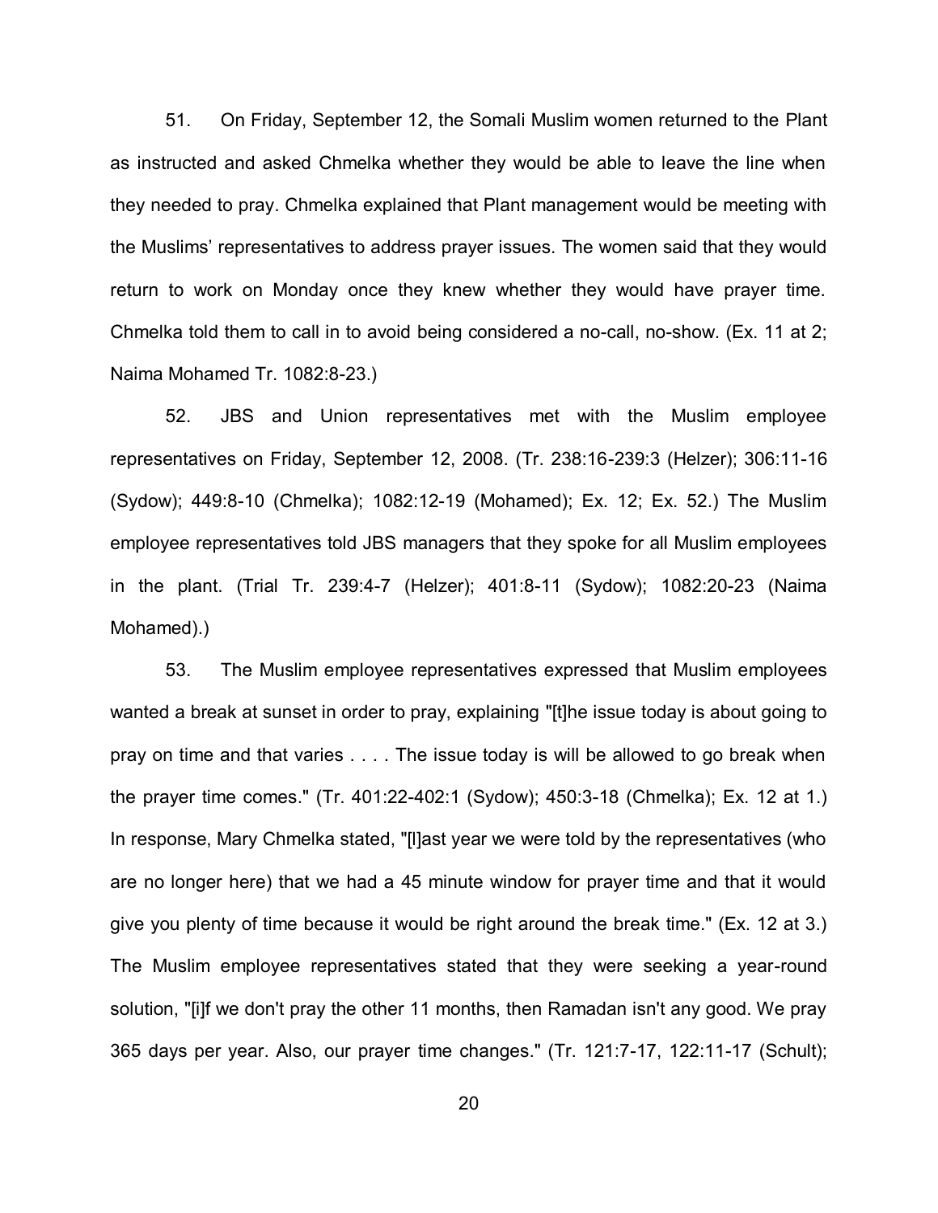51. On Friday, September 12, the Somali Muslim women returned to the Plant as instructed and asked Chmelka whether they would be able to leave the line when they needed to pray. Chmelka explained that Plant management would be meeting with the Muslims' representatives to address prayer issues. The women said that they would return to work on Monday once they knew whether they would have prayer time. Chmelka told them to call in to avoid being considered a no-call, no-show. (Ex. 11 at 2; Naima Mohamed Tr. 1082:8-23.)

52. JBS and Union representatives met with the Muslim employee representatives on Friday, September 12, 2008. (Tr. 238:16-239:3 (Helzer); 306:11-16 (Sydow); 449:8-10 (Chmelka); 1082:12-19 (Mohamed); Ex. 12; Ex. 52.) The Muslim employee representatives told JBS managers that they spoke for all Muslim employees in the plant. (Trial Tr. 239:4-7 (Helzer); 401:8-11 (Sydow); 1082:20-23 (Naima Mohamed).)

53. The Muslim employee representatives expressed that Muslim employees wanted a break at sunset in order to pray, explaining "[t]he issue today is about going to pray on time and that varies . . . . The issue today is will be allowed to go break when the prayer time comes." (Tr. 401:22-402:1 (Sydow); 450:3-18 (Chmelka); Ex. 12 at 1.) In response, Mary Chmelka stated, "[l]ast year we were told by the representatives (who are no longer here) that we had a 45 minute window for prayer time and that it would give you plenty of time because it would be right around the break time." (Ex. 12 at 3.) The Muslim employee representatives stated that they were seeking a year-round solution, "[i]f we don't pray the other 11 months, then Ramadan isn't any good. We pray 365 days per year. Also, our prayer time changes." (Tr. 121:7-17, 122:11-17 (Schult);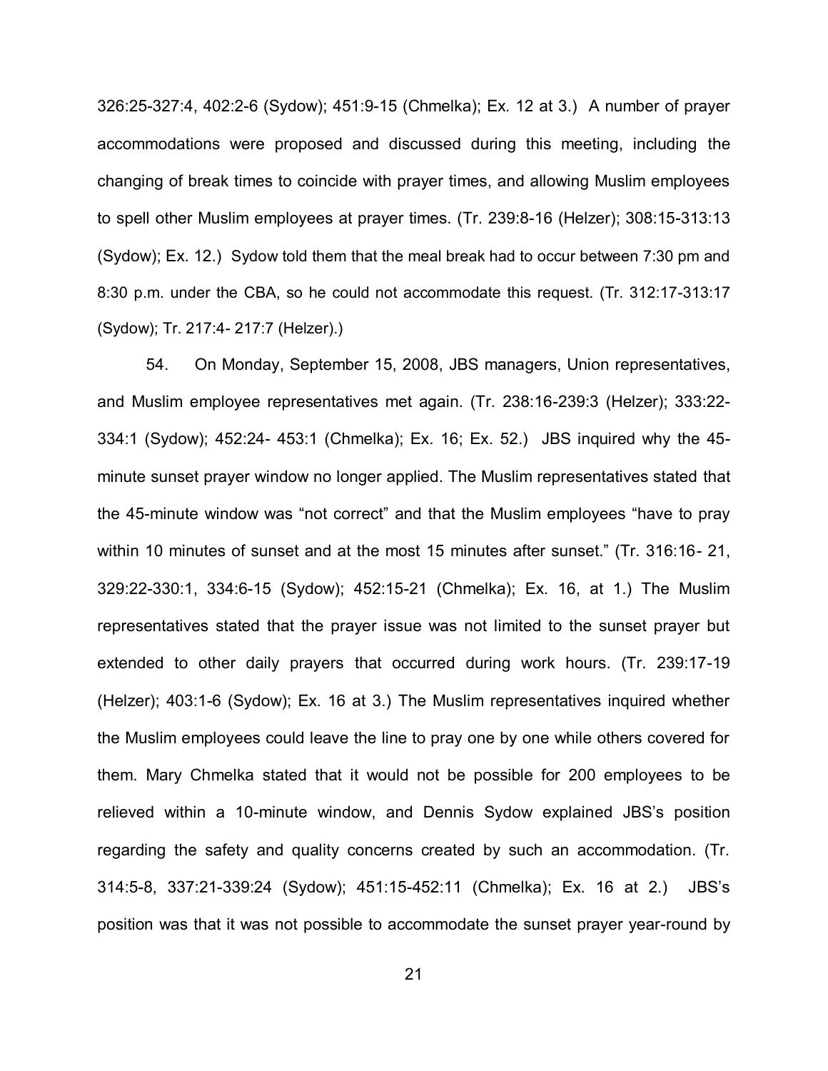326:25-327:4, 402:2-6 (Sydow); 451:9-15 (Chmelka); Ex. 12 at 3.) A number of prayer accommodations were proposed and discussed during this meeting, including the changing of break times to coincide with prayer times, and allowing Muslim employees to spell other Muslim employees at prayer times. (Tr. 239:8-16 (Helzer); 308:15-313:13 (Sydow); Ex. 12.) Sydow told them that the meal break had to occur between 7:30 pm and 8:30 p.m. under the CBA, so he could not accommodate this request. (Tr. 312:17-313:17 (Sydow); Tr. 217:4- 217:7 (Helzer).)

54. On Monday, September 15, 2008, JBS managers, Union representatives, and Muslim employee representatives met again. (Tr. 238:16-239:3 (Helzer); 333:22-334:1 (Sydow); 452:24- 453:1 (Chmelka); Ex. 16; Ex. 52.) JBS inquired why the 45-minute sunset prayer window no longer applied. The Muslim representatives stated that the 45-minute window was "not correct" and that the Muslim employees "have to pray within 10 minutes of sunset and at the most 15 minutes after sunset." (Tr. 316:16- 21, 329:22-330:1, 334:6-15 (Sydow); 452:15-21 (Chmelka); Ex. 16, at 1.) The Muslim representatives stated that the prayer issue was not limited to the sunset prayer but extended to other daily prayers that occurred during work hours. (Tr. 239:17-19 (Helzer); 403:1-6 (Sydow); Ex. 16 at 3.) The Muslim representatives inquired whether the Muslim employees could leave the line to pray one by one while others covered for them. Mary Chmelka stated that it would not be possible for 200 employees to be relieved within a 10-minute window, and Dennis Sydow explained JBS's position regarding the safety and quality concerns created by such an accommodation. (Tr. 314:5-8, 337:21-339:24 (Sydow); 451:15-452:11 (Chmelka); Ex. 16 at 2.) JBS's position was that it was not possible to accommodate the sunset prayer year-round by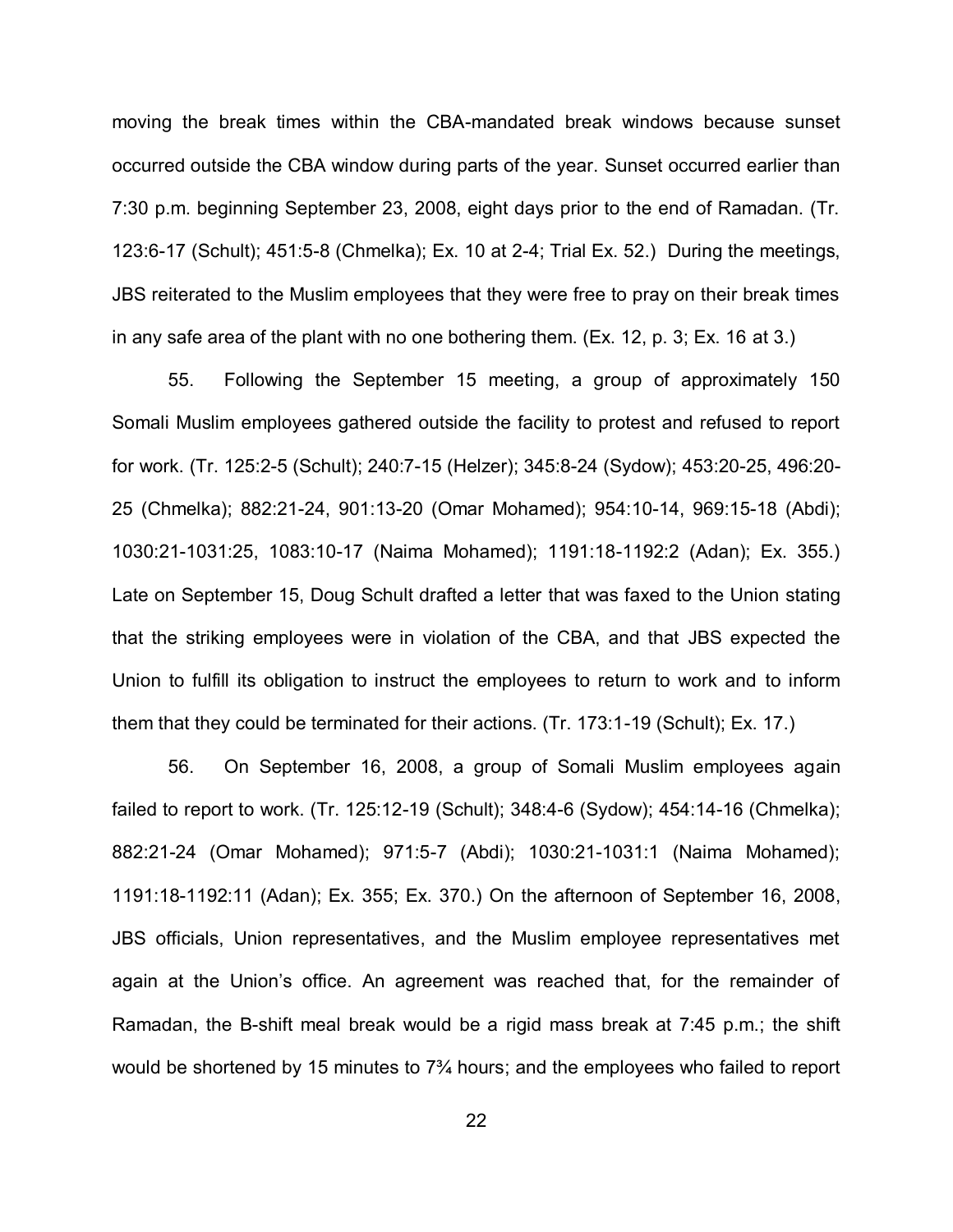moving the break times within the CBA-mandated break windows because sunset occurred outside the CBA window during parts of the year. Sunset occurred earlier than 7:30 p.m. beginning September 23, 2008, eight days prior to the end of Ramadan. (Tr. 123:6-17 (Schult); 451:5-8 (Chmelka); Ex. 10 at 2-4; Trial Ex. 52.) During the meetings, JBS reiterated to the Muslim employees that they were free to pray on their break times in any safe area of the plant with no one bothering them. (Ex. 12, p. 3; Ex. 16 at 3.)

55. Following the September 15 meeting, a group of approximately 150 Somali Muslim employees gathered outside the facility to protest and refused to report for work. (Tr. 125:2-5 (Schult); 240:7-15 (Helzer); 345:8-24 (Sydow); 453:20-25, 496:20-25 (Chmelka); 882:21-24, 901:13-20 (Omar Mohamed); 954:10-14, 969:15-18 (Abdi); 1030:21-1031:25, 1083:10-17 (Naima Mohamed); 1191:18-1192:2 (Adan); Ex. 355.) Late on September 15, Doug Schult drafted a letter that was faxed to the Union stating that the striking employees were in violation of the CBA, and that JBS expected the Union to fulfill its obligation to instruct the employees to return to work and to inform them that they could be terminated for their actions. (Tr. 173:1-19 (Schult); Ex. 17.)

56. On September 16, 2008, a group of Somali Muslim employees again failed to report to work. (Tr. 125:12-19 (Schult); 348:4-6 (Sydow); 454:14-16 (Chmelka); 882:21-24 (Omar Mohamed); 971:5-7 (Abdi); 1030:21-1031:1 (Naima Mohamed); 1191:18-1192:11 (Adan); Ex. 355; Ex. 370.) On the afternoon of September 16, 2008, JBS officials, Union representatives, and the Muslim employee representatives met again at the Union's office. An agreement was reached that, for the remainder of Ramadan, the B-shift meal break would be a rigid mass break at 7:45 p.m.; the shift would be shortened by 15 minutes to 7¾ hours; and the employees who failed to report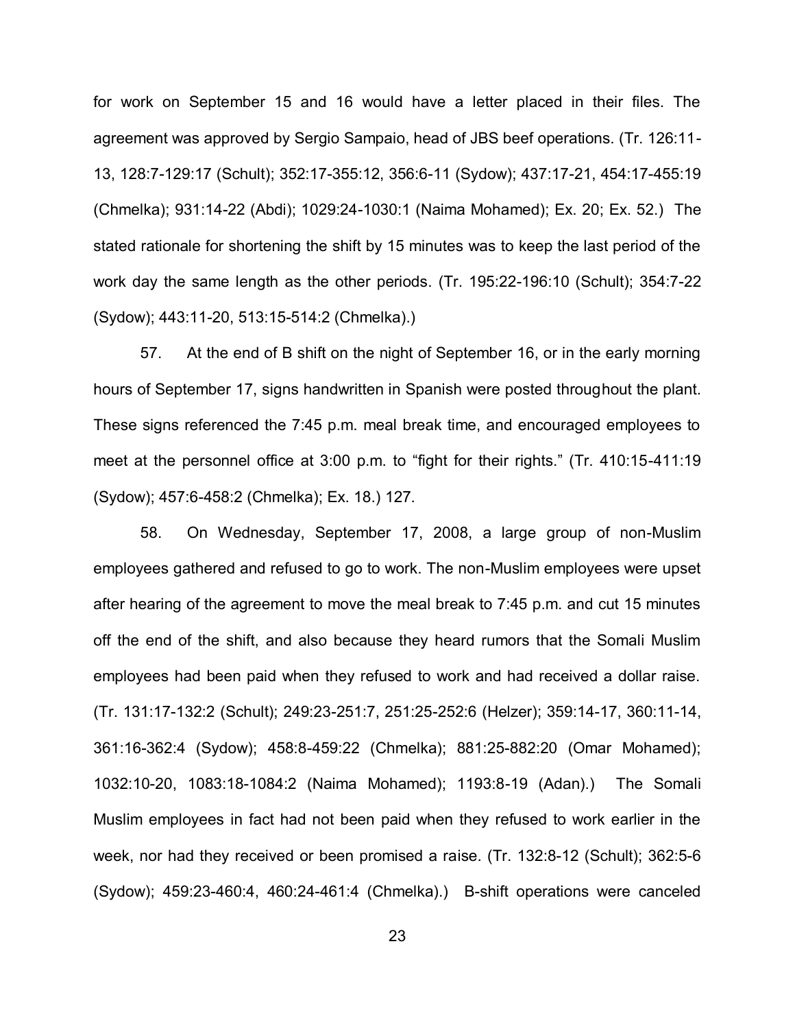for work on September 15 and 16 would have a letter placed in their files. The agreement was approved by Sergio Sampaio, head of JBS beef operations. (Tr. 126:11-13, 128:7-129:17 (Schult); 352:17-355:12, 356:6-11 (Sydow); 437:17-21, 454:17-455:19 (Chmelka); 931:14-22 (Abdi); 1029:24-1030:1 (Naima Mohamed); Ex. 20; Ex. 52.) The stated rationale for shortening the shift by 15 minutes was to keep the last period of the work day the same length as the other periods. (Tr. 195:22-196:10 (Schult); 354:7-22 (Sydow); 443:11-20, 513:15-514:2 (Chmelka).)

57. At the end of B shift on the night of September 16, or in the early morning hours of September 17, signs handwritten in Spanish were posted throughout the plant. These signs referenced the 7:45 p.m. meal break time, and encouraged employees to meet at the personnel office at 3:00 p.m. to "fight for their rights." (Tr. 410:15-411:19 (Sydow); 457:6-458:2 (Chmelka); Ex. 18.) 127.

58. On Wednesday, September 17, 2008, a large group of non-Muslim employees gathered and refused to go to work. The non-Muslim employees were upset after hearing of the agreement to move the meal break to 7:45 p.m. and cut 15 minutes off the end of the shift, and also because they heard rumors that the Somali Muslim employees had been paid when they refused to work and had received a dollar raise. (Tr. 131:17-132:2 (Schult); 249:23-251:7, 251:25-252:6 (Helzer); 359:14-17, 360:11-14, 361:16-362:4 (Sydow); 458:8-459:22 (Chmelka); 881:25-882:20 (Omar Mohamed); 1032:10-20, 1083:18-1084:2 (Naima Mohamed); 1193:8-19 (Adan).) The Somali Muslim employees in fact had not been paid when they refused to work earlier in the week, nor had they received or been promised a raise. (Tr. 132:8-12 (Schult); 362:5-6 (Sydow); 459:23-460:4, 460:24-461:4 (Chmelka).) B-shift operations were canceled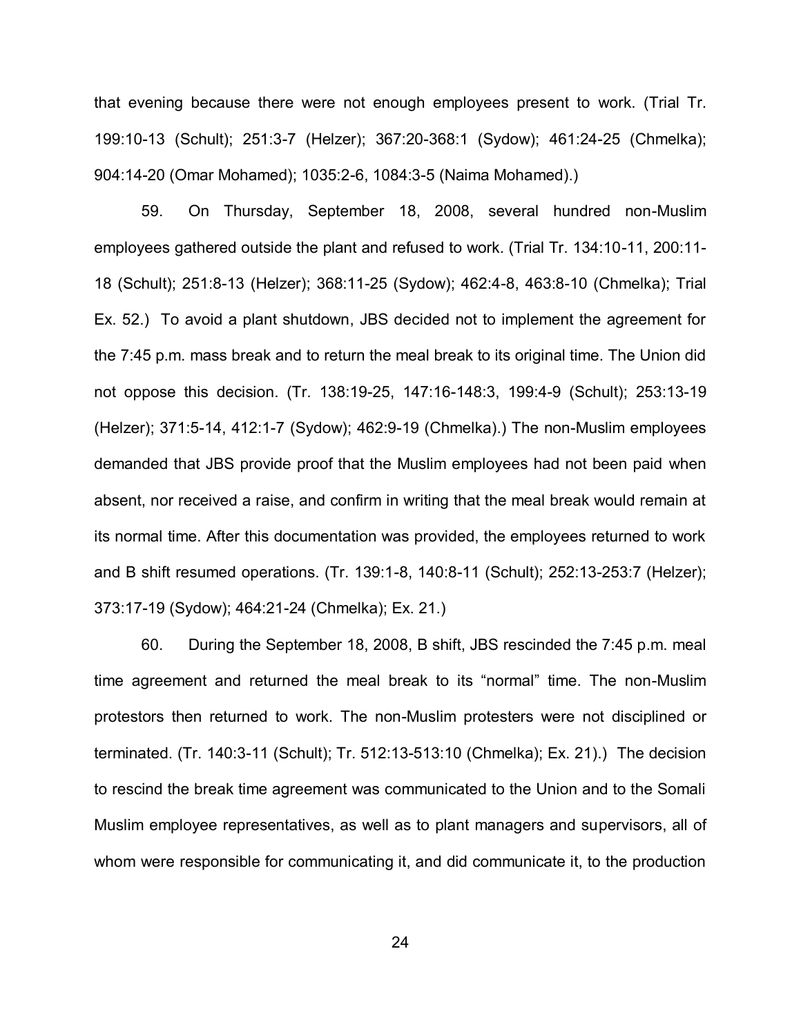that evening because there were not enough employees present to work. (Trial Tr. 199:10-13 (Schult); 251:3-7 (Helzer); 367:20-368:1 (Sydow); 461:24-25 (Chmelka); 904:14-20 (Omar Mohamed); 1035:2-6, 1084:3-5 (Naima Mohamed).)

59. On Thursday, September 18, 2008, several hundred non-Muslim employees gathered outside the plant and refused to work. (Trial Tr. 134:10-11, 200:11-18 (Schult); 251:8-13 (Helzer); 368:11-25 (Sydow); 462:4-8, 463:8-10 (Chmelka); Trial Ex. 52.) To avoid a plant shutdown, JBS decided not to implement the agreement for the 7:45 p.m. mass break and to return the meal break to its original time. The Union did not oppose this decision. (Tr. 138:19-25, 147:16-148:3, 199:4-9 (Schult); 253:13-19 (Helzer); 371:5-14, 412:1-7 (Sydow); 462:9-19 (Chmelka).) The non-Muslim employees demanded that JBS provide proof that the Muslim employees had not been paid when absent, nor received a raise, and confirm in writing that the meal break would remain at its normal time. After this documentation was provided, the employees returned to work and B shift resumed operations. (Tr. 139:1-8, 140:8-11 (Schult); 252:13-253:7 (Helzer); 373:17-19 (Sydow); 464:21-24 (Chmelka); Ex. 21.)

60. During the September 18, 2008, B shift, JBS rescinded the 7:45 p.m. meal time agreement and returned the meal break to its "normal" time. The non-Muslim protestors then returned to work. The non-Muslim protesters were not disciplined or terminated. (Tr. 140:3-11 (Schult); Tr. 512:13-513:10 (Chmelka); Ex. 21).) The decision to rescind the break time agreement was communicated to the Union and to the Somali Muslim employee representatives, as well as to plant managers and supervisors, all of whom were responsible for communicating it, and did communicate it, to the production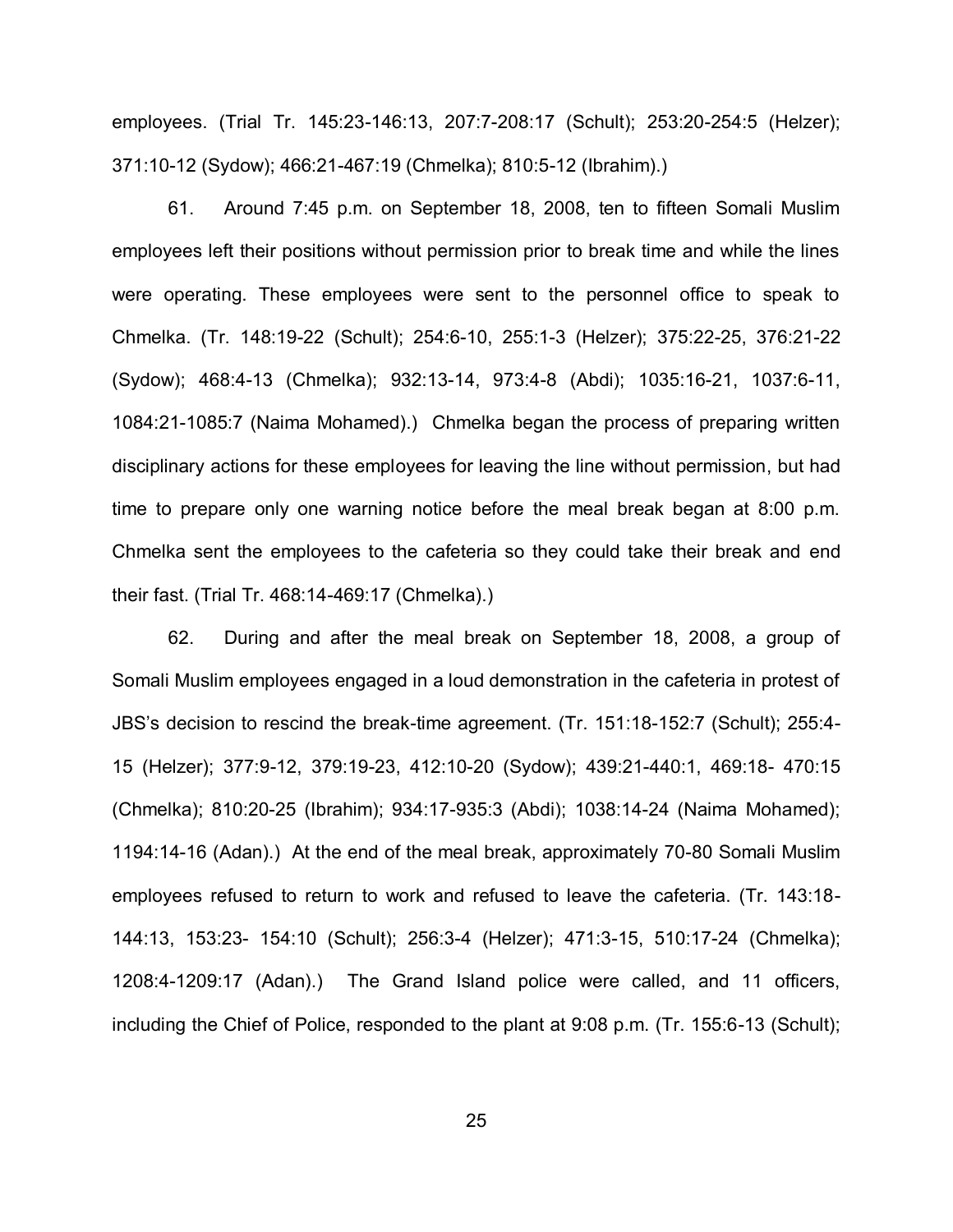employees. (Trial Tr. 145:23-146:13, 207:7-208:17 (Schult); 253:20-254:5 (Helzer); 371:10-12 (Sydow); 466:21-467:19 (Chmelka); 810:5-12 (Ibrahim).)

61. Around 7:45 p.m. on September 18, 2008, ten to fifteen Somali Muslim employees left their positions without permission prior to break time and while the lines were operating. These employees were sent to the personnel office to speak to Chmelka. (Tr. 148:19-22 (Schult); 254:6-10, 255:1-3 (Helzer); 375:22-25, 376:21-22 (Sydow); 468:4-13 (Chmelka); 932:13-14, 973:4-8 (Abdi); 1035:16-21, 1037:6-11, 1084:21-1085:7 (Naima Mohamed).) Chmelka began the process of preparing written disciplinary actions for these employees for leaving the line without permission, but had time to prepare only one warning notice before the meal break began at 8:00 p.m. Chmelka sent the employees to the cafeteria so they could take their break and end their fast. (Trial Tr. 468:14-469:17 (Chmelka).)

62. During and after the meal break on September 18, 2008, a group of Somali Muslim employees engaged in a loud demonstration in the cafeteria in protest of JBS's decision to rescind the break-time agreement. (Tr. 151:18-152:7 (Schult); 255:4-15 (Helzer); 377:9-12, 379:19-23, 412:10-20 (Sydow); 439:21-440:1, 469:18- 470:15 (Chmelka); 810:20-25 (Ibrahim); 934:17-935:3 (Abdi); 1038:14-24 (Naima Mohamed); 1194:14-16 (Adan).) At the end of the meal break, approximately 70-80 Somali Muslim employees refused to return to work and refused to leave the cafeteria. (Tr. 143:18-144:13, 153:23- 154:10 (Schult); 256:3-4 (Helzer); 471:3-15, 510:17-24 (Chmelka); 1208:4-1209:17 (Adan).) The Grand Island police were called, and 11 officers, including the Chief of Police, responded to the plant at 9:08 p.m. (Tr. 155:6-13 (Schult);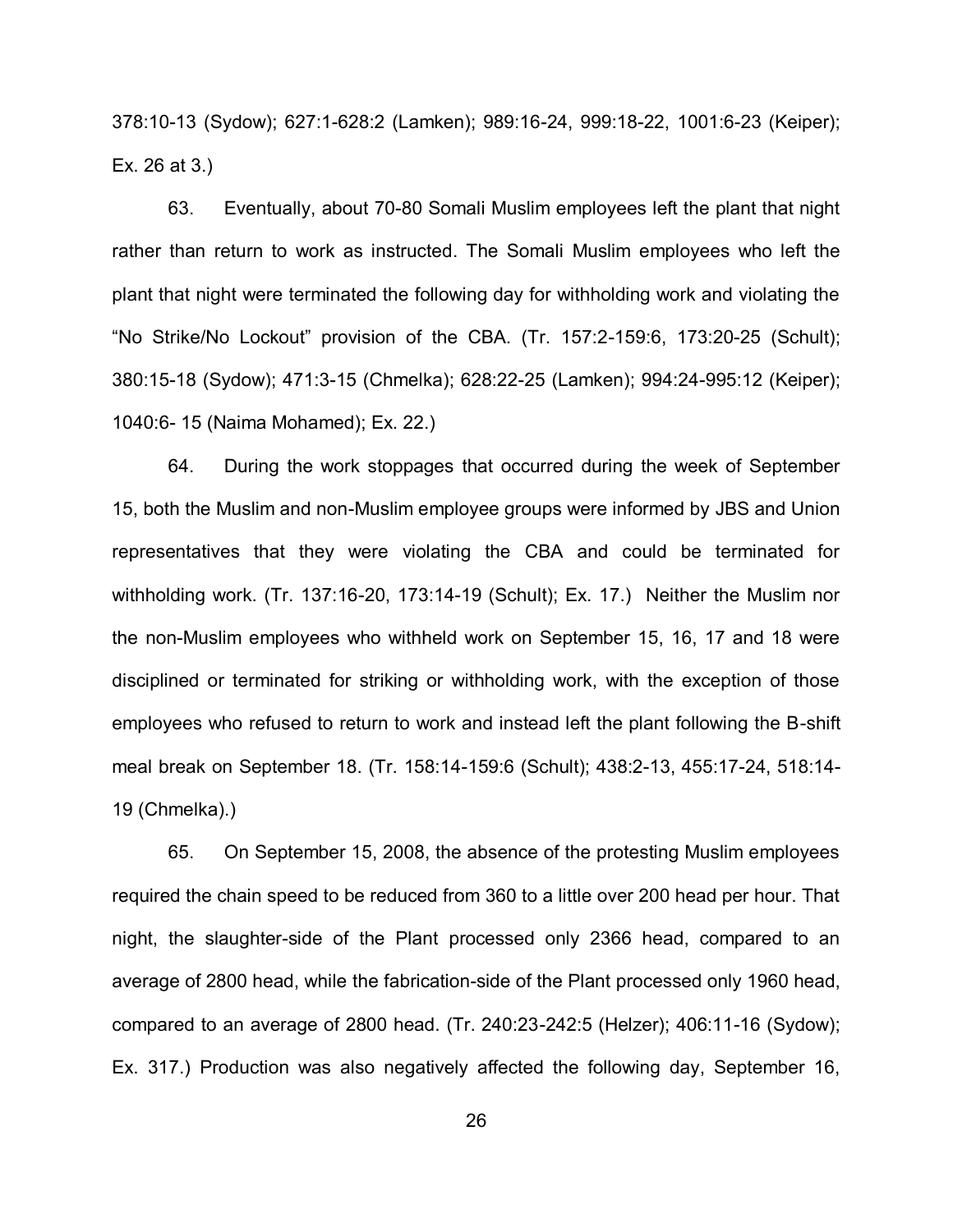378:10-13 (Sydow); 627:1-628:2 (Lamken); 989:16-24, 999:18-22, 1001:6-23 (Keiper); Ex. 26 at 3.)

63. Eventually, about 70-80 Somali Muslim employees left the plant that night rather than return to work as instructed. The Somali Muslim employees who left the plant that night were terminated the following day for withholding work and violating the "No Strike/No Lockout" provision of the CBA. (Tr. 157:2-159:6, 173:20-25 (Schult); 380:15-18 (Sydow); 471:3-15 (Chmelka); 628:22-25 (Lamken); 994:24-995:12 (Keiper); 1040:6- 15 (Naima Mohamed); Ex. 22.)

64. During the work stoppages that occurred during the week of September 15, both the Muslim and non-Muslim employee groups were informed by JBS and Union representatives that they were violating the CBA and could be terminated for withholding work. (Tr. 137:16-20, 173:14-19 (Schult); Ex. 17.) Neither the Muslim nor the non-Muslim employees who withheld work on September 15, 16, 17 and 18 were disciplined or terminated for striking or withholding work, with the exception of those employees who refused to return to work and instead left the plant following the B-shift meal break on September 18. (Tr. 158:14-159:6 (Schult); 438:2-13, 455:17-24, 518:14-19 (Chmelka).)

65. On September 15, 2008, the absence of the protesting Muslim employees required the chain speed to be reduced from 360 to a little over 200 head per hour. That night, the slaughter-side of the Plant processed only 2366 head, compared to an average of 2800 head, while the fabrication-side of the Plant processed only 1960 head, compared to an average of 2800 head. (Tr. 240:23-242:5 (Helzer); 406:11-16 (Sydow); Ex. 317.) Production was also negatively affected the following day, September 16,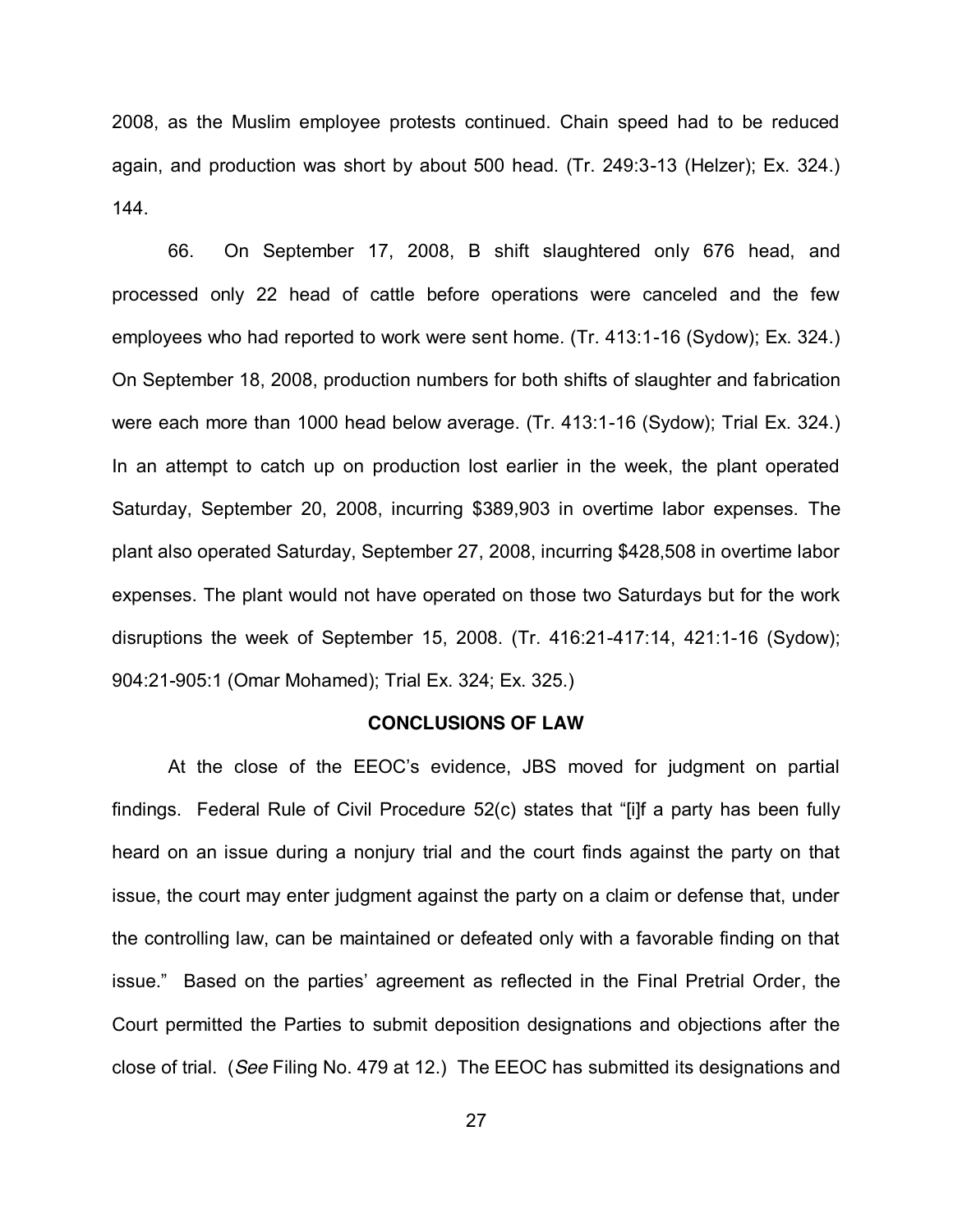2008, as the Muslim employee protests continued. Chain speed had to be reduced again, and production was short by about 500 head. (Tr. 249:3-13 (Helzer); Ex. 324.) 144.

66. On September 17, 2008, B shift slaughtered only 676 head, and processed only 22 head of cattle before operations were canceled and the few employees who had reported to work were sent home. (Tr. 413:1-16 (Sydow); Ex. 324.) On September 18, 2008, production numbers for both shifts of slaughter and fabrication were each more than 1000 head below average. (Tr. 413:1-16 (Sydow); Trial Ex. 324.) In an attempt to catch up on production lost earlier in the week, the plant operated Saturday, September 20, 2008, incurring $389,903 in overtime labor expenses. The plant also operated Saturday, September 27, 2008, incurring $428,508 in overtime labor expenses. The plant would not have operated on those two Saturdays but for the work disruptions the week of September 15, 2008. (Tr. 416:21-417:14, 421:1-16 (Sydow); 904:21-905:1 (Omar Mohamed); Trial Ex. 324; Ex. 325.)

## CONCLUSIONS OF LAW

At the close of the EEOC's evidence, JBS moved for judgment on partial findings. Federal Rule of Civil Procedure 52(c) states that "[i]f a party has been fully heard on an issue during a nonjury trial and the court finds against the party on that issue, the court may enter judgment against the party on a claim or defense that, under the controlling law, can be maintained or defeated only with a favorable finding on that issue." Based on the parties' agreement as reflected in the Final Pretrial Order, the Court permitted the Parties to submit deposition designations and objections after the close of trial. (*See* Filing No. 479 at 12.) The EEOC has submitted its designations and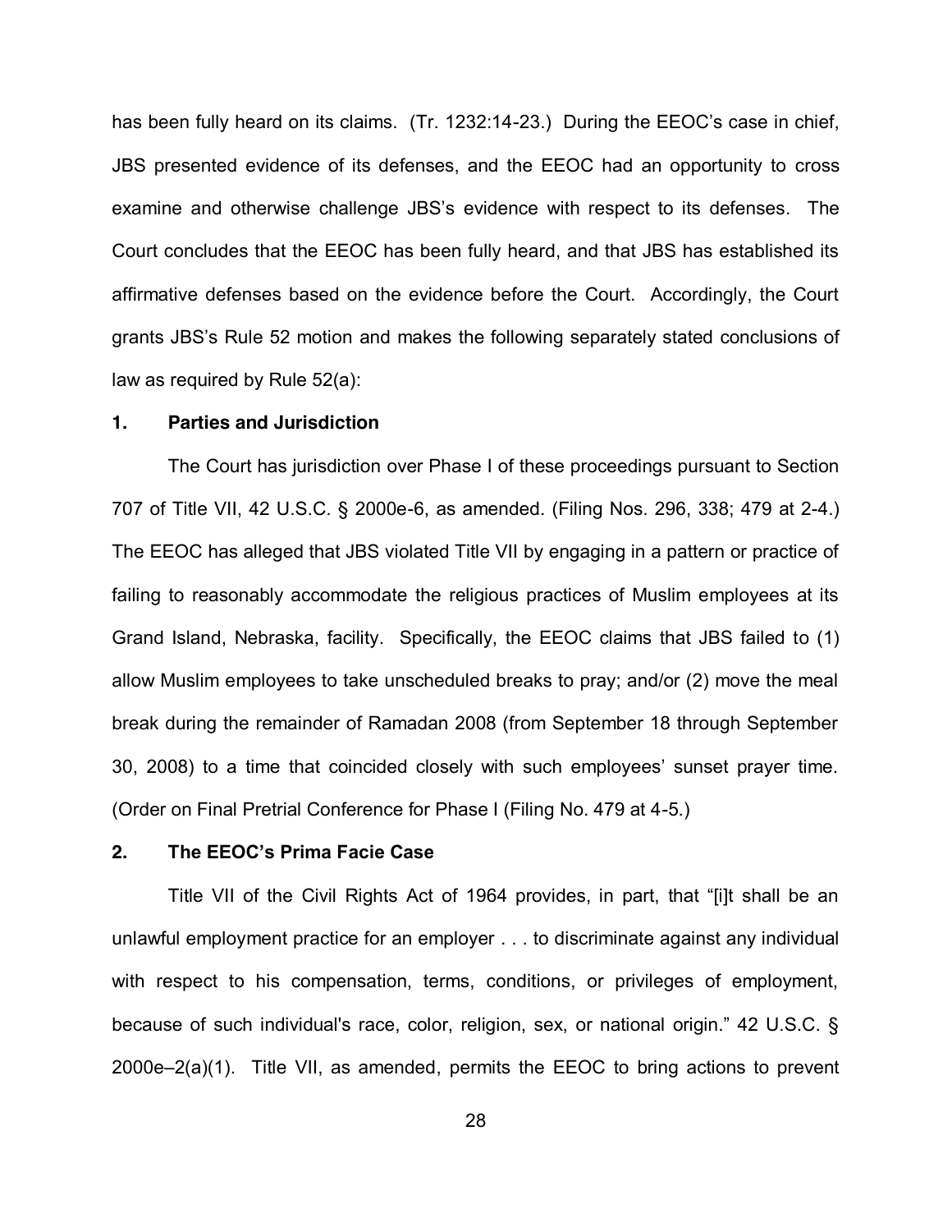has been fully heard on its claims. (Tr. 1232:14-23.) During the EEOC's case in chief, JBS presented evidence of its defenses, and the EEOC had an opportunity to cross examine and otherwise challenge JBS's evidence with respect to its defenses. The Court concludes that the EEOC has been fully heard, and that JBS has established its affirmative defenses based on the evidence before the Court. Accordingly, the Court grants JBS's Rule 52 motion and makes the following separately stated conclusions of law as required by Rule 52(a):

### 1. Parties and Jurisdiction

The Court has jurisdiction over Phase I of these proceedings pursuant to Section 707 of Title VII, 42 U.S.C. § 2000e-6, as amended. (Filing Nos. 296, 338; 479 at 2-4.) The EEOC has alleged that JBS violated Title VII by engaging in a pattern or practice of failing to reasonably accommodate the religious practices of Muslim employees at its Grand Island, Nebraska, facility. Specifically, the EEOC claims that JBS failed to (1) allow Muslim employees to take unscheduled breaks to pray; and/or (2) move the meal break during the remainder of Ramadan 2008 (from September 18 through September 30, 2008) to a time that coincided closely with such employees' sunset prayer time. (Order on Final Pretrial Conference for Phase I (Filing No. 479 at 4-5.)

### 2. The EEOC's Prima Facie Case

Title VII of the Civil Rights Act of 1964 provides, in part, that "[i]t shall be an unlawful employment practice for an employer . . . to discriminate against any individual with respect to his compensation, terms, conditions, or privileges of employment, because of such individual's race, color, religion, sex, or national origin." 42 U.S.C. § 2000e–2(a)(1). Title VII, as amended, permits the EEOC to bring actions to prevent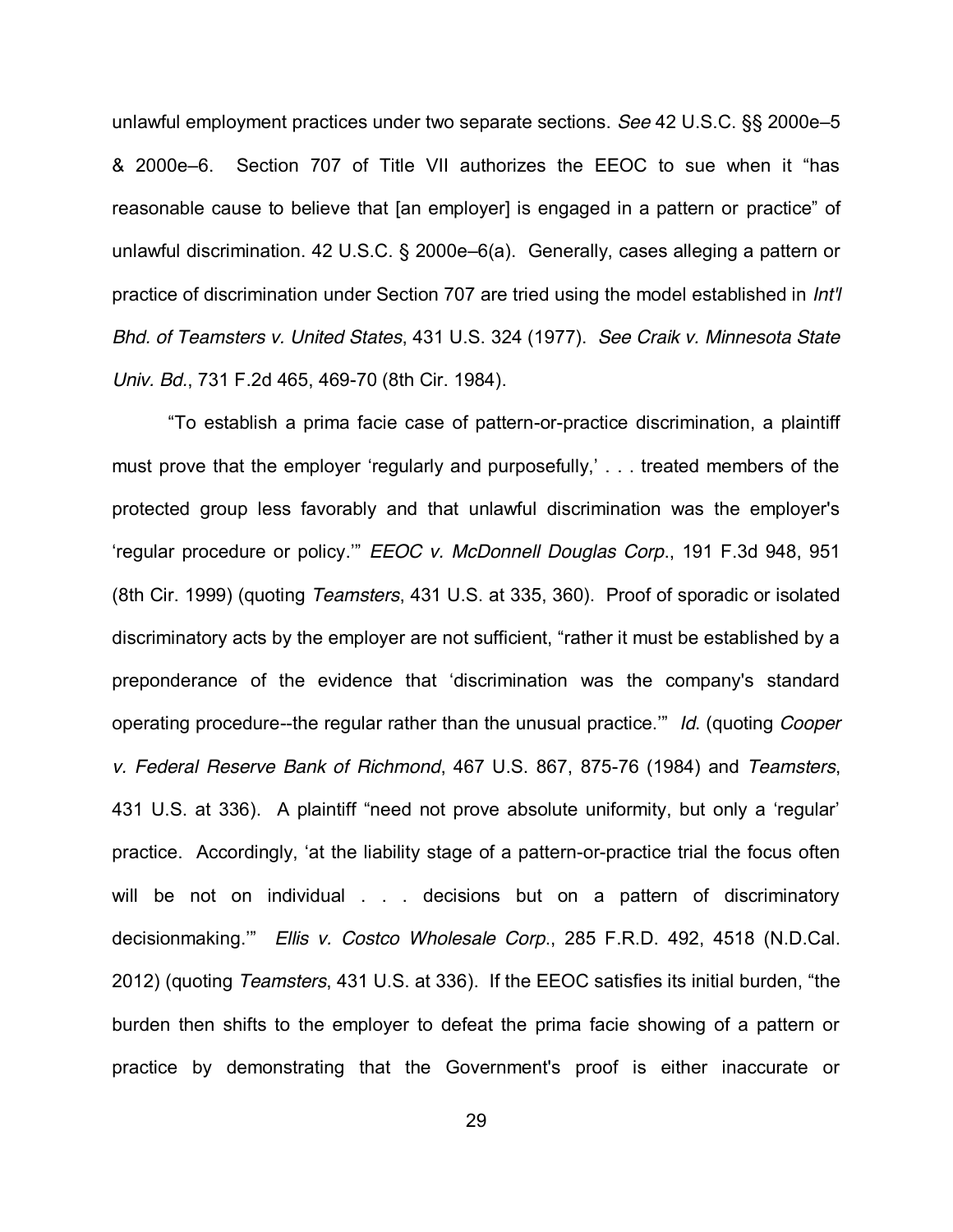unlawful employment practices under two separate sections. *See* 42 U.S.C. §§ 2000e–5 & 2000e–6. Section 707 of Title VII authorizes the EEOC to sue when it "has reasonable cause to believe that [an employer] is engaged in a pattern or practice" of unlawful discrimination. 42 U.S.C. § 2000e–6(a). Generally, cases alleging a pattern or practice of discrimination under Section 707 are tried using the model established in *Int'l Bhd. of Teamsters v. United States*, 431 U.S. 324 (1977). *See Craik v. Minnesota State Univ. Bd.*, 731 F.2d 465, 469-70 (8th Cir. 1984).

"To establish a prima facie case of pattern-or-practice discrimination, a plaintiff must prove that the employer 'regularly and purposefully,' . . . treated members of the protected group less favorably and that unlawful discrimination was the employer's 'regular procedure or policy.'" *EEOC v. McDonnell Douglas Corp.*, 191 F.3d 948, 951 (8th Cir. 1999) (quoting *Teamsters*, 431 U.S. at 335, 360). Proof of sporadic or isolated discriminatory acts by the employer are not sufficient, "rather it must be established by a preponderance of the evidence that 'discrimination was the company's standard operating procedure--the regular rather than the unusual practice.'" *Id*. (quoting *Cooper v. Federal Reserve Bank of Richmond*, 467 U.S. 867, 875-76 (1984) and *Teamsters*, 431 U.S. at 336). A plaintiff "need not prove absolute uniformity, but only a 'regular' practice. Accordingly, 'at the liability stage of a pattern-or-practice trial the focus often will be not on individual . . . decisions but on a pattern of discriminatory decisionmaking.'" *Ellis v. Costco Wholesale Corp.*, 285 F.R.D. 492, 4518 (N.D.Cal. 2012) (quoting *Teamsters*, 431 U.S. at 336). If the EEOC satisfies its initial burden, "the burden then shifts to the employer to defeat the prima facie showing of a pattern or practice by demonstrating that the Government's proof is either inaccurate or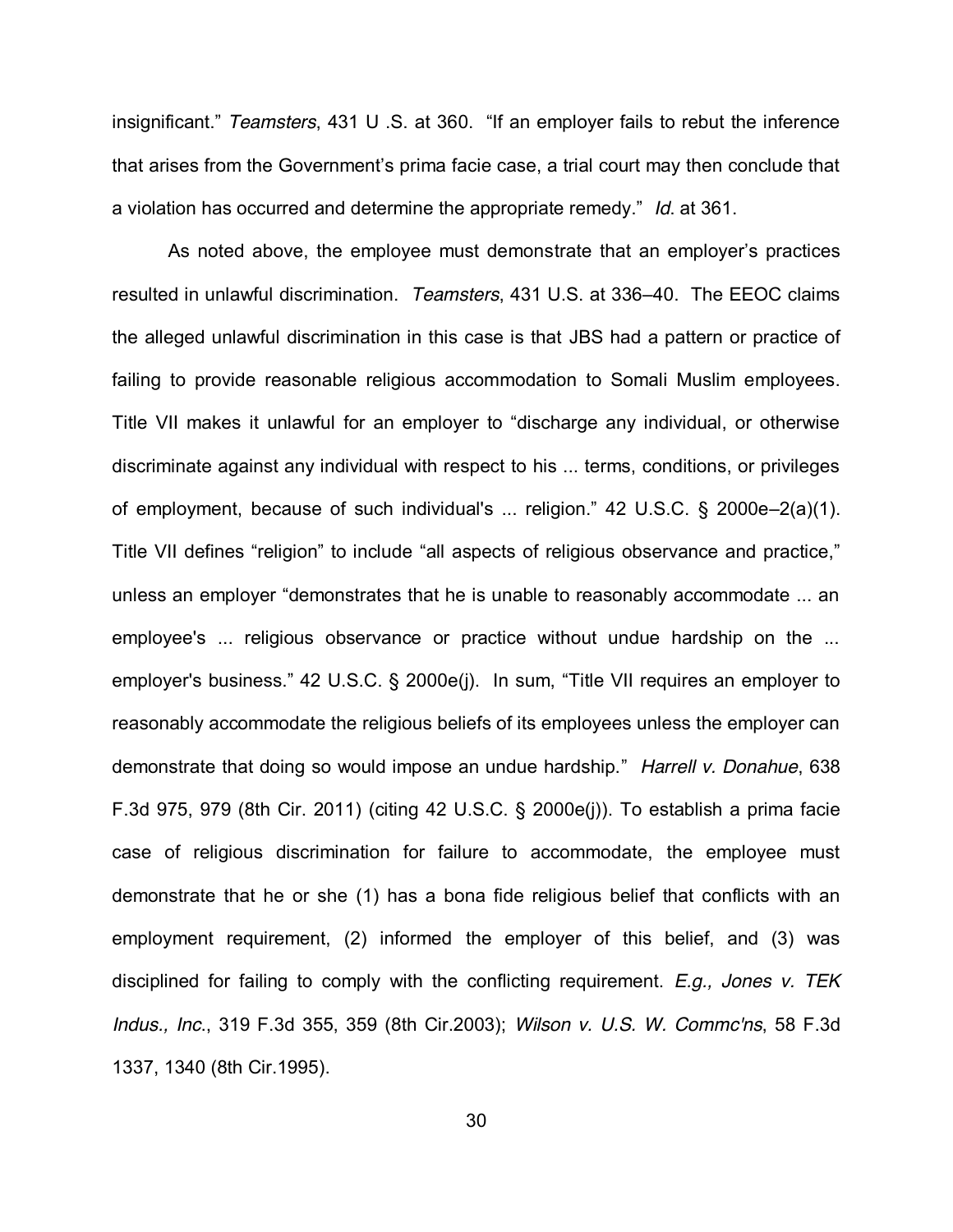insignificant." *Teamsters*, 431 U .S. at 360. "If an employer fails to rebut the inference that arises from the Government's prima facie case, a trial court may then conclude that a violation has occurred and determine the appropriate remedy." *Id*. at 361.

As noted above, the employee must demonstrate that an employer's practices resulted in unlawful discrimination. *Teamsters*, 431 U.S. at 336–40. The EEOC claims the alleged unlawful discrimination in this case is that JBS had a pattern or practice of failing to provide reasonable religious accommodation to Somali Muslim employees. Title VII makes it unlawful for an employer to "discharge any individual, or otherwise discriminate against any individual with respect to his ... terms, conditions, or privileges of employment, because of such individual's ... religion." 42 U.S.C. § 2000e–2(a)(1). Title VII defines "religion" to include "all aspects of religious observance and practice," unless an employer "demonstrates that he is unable to reasonably accommodate ... an employee's ... religious observance or practice without undue hardship on the ... employer's business." 42 U.S.C. § 2000e(j). In sum, "Title VII requires an employer to reasonably accommodate the religious beliefs of its employees unless the employer can demonstrate that doing so would impose an undue hardship." *Harrell v. Donahue*, 638 F.3d 975, 979 (8th Cir. 2011) (citing 42 U.S.C. § 2000e(j)). To establish a prima facie case of religious discrimination for failure to accommodate, the employee must demonstrate that he or she (1) has a bona fide religious belief that conflicts with an employment requirement, (2) informed the employer of this belief, and (3) was disciplined for failing to comply with the conflicting requirement. *E.g., Jones v. TEK Indus., Inc.*, 319 F.3d 355, 359 (8th Cir.2003); *Wilson v. U.S. W. Commc'ns*, 58 F.3d 1337, 1340 (8th Cir.1995).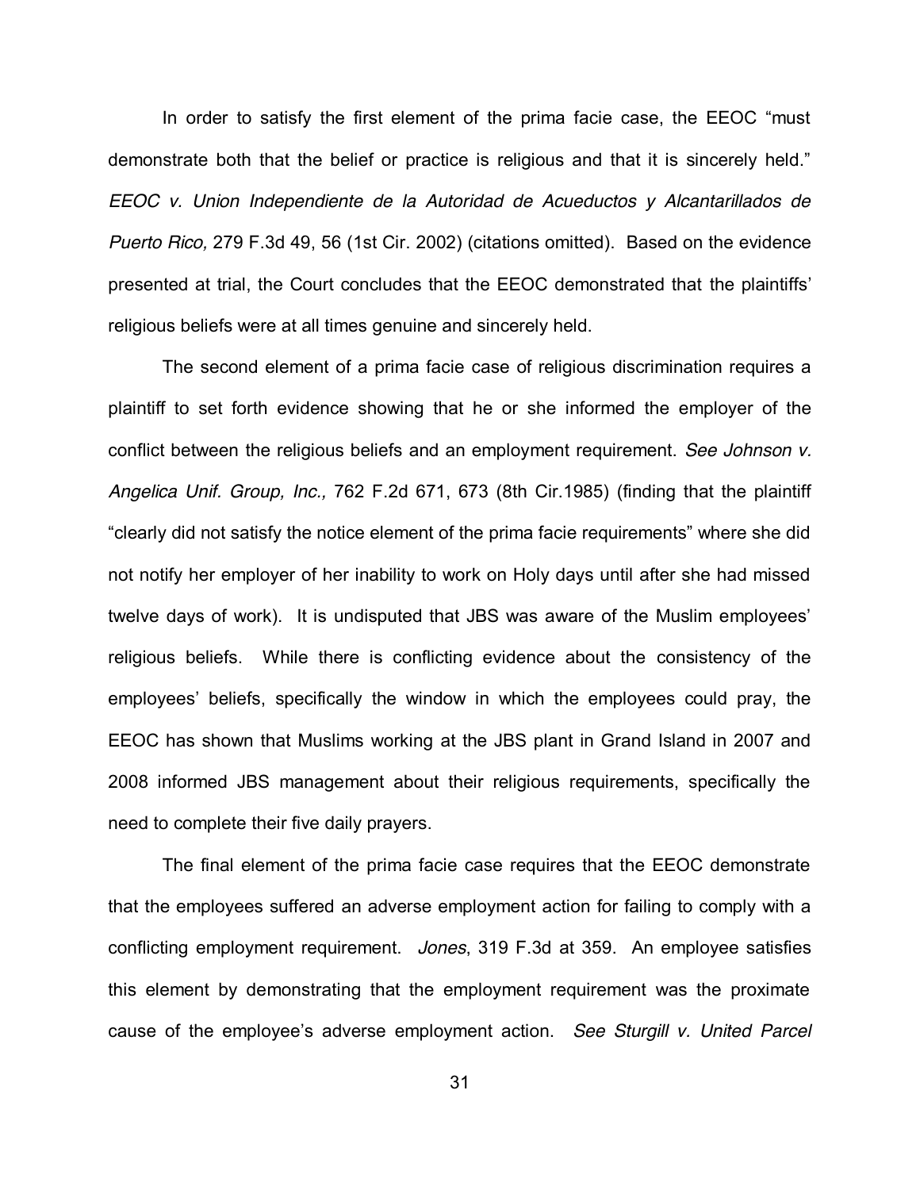In order to satisfy the first element of the prima facie case, the EEOC "must demonstrate both that the belief or practice is religious and that it is sincerely held." *EEOC v. Union Independiente de la Autoridad de Acueductos y Alcantarillados de Puerto Rico,* 279 F.3d 49, 56 (1st Cir. 2002) (citations omitted). Based on the evidence presented at trial, the Court concludes that the EEOC demonstrated that the plaintiffs' religious beliefs were at all times genuine and sincerely held.

The second element of a prima facie case of religious discrimination requires a plaintiff to set forth evidence showing that he or she informed the employer of the conflict between the religious beliefs and an employment requirement. *See Johnson v. Angelica Unif. Group, Inc.,* 762 F.2d 671, 673 (8th Cir.1985) (finding that the plaintiff "clearly did not satisfy the notice element of the prima facie requirements" where she did not notify her employer of her inability to work on Holy days until after she had missed twelve days of work). It is undisputed that JBS was aware of the Muslim employees' religious beliefs. While there is conflicting evidence about the consistency of the employees' beliefs, specifically the window in which the employees could pray, the EEOC has shown that Muslims working at the JBS plant in Grand Island in 2007 and 2008 informed JBS management about their religious requirements, specifically the need to complete their five daily prayers.

The final element of the prima facie case requires that the EEOC demonstrate that the employees suffered an adverse employment action for failing to comply with a conflicting employment requirement. *Jones*, 319 F.3d at 359. An employee satisfies this element by demonstrating that the employment requirement was the proximate cause of the employee's adverse employment action. *See Sturgill v. United Parcel*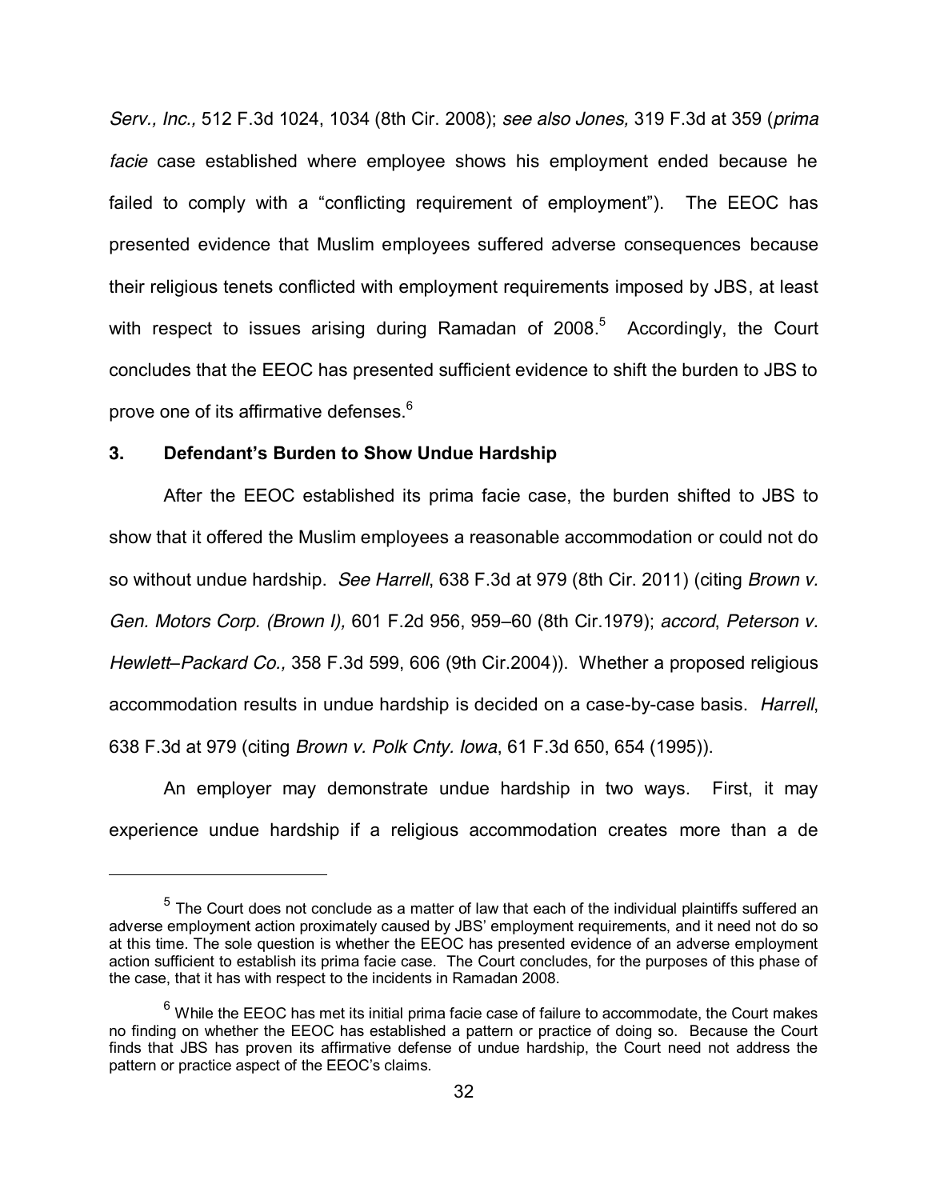*Serv., Inc.,* 512 F.3d 1024, 1034 (8th Cir. 2008); *see also Jones,* 319 F.3d at 359 (*prima facie* case established where employee shows his employment ended because he failed to comply with a "conflicting requirement of employment"). The EEOC has presented evidence that Muslim employees suffered adverse consequences because their religious tenets conflicted with employment requirements imposed by JBS, at least with respect to issues arising during Ramadan of 2008.[5] Accordingly, the Court concludes that the EEOC has presented sufficient evidence to shift the burden to JBS to prove one of its affirmative defenses.[6]

### 3. Defendant's Burden to Show Undue Hardship

After the EEOC established its prima facie case, the burden shifted to JBS to show that it offered the Muslim employees a reasonable accommodation or could not do so without undue hardship. *See Harrell*, 638 F.3d at 979 (8th Cir. 2011) (citing *Brown v. Gen. Motors Corp. (Brown I),* 601 F.2d 956, 959–60 (8th Cir.1979); *accord*, *Peterson v. Hewlett–Packard Co.,* 358 F.3d 599, 606 (9th Cir.2004)). Whether a proposed religious accommodation results in undue hardship is decided on a case-by-case basis. *Harrell*, 638 F.3d at 979 (citing *Brown v. Polk Cnty. Iowa*, 61 F.3d 650, 654 (1995)).

An employer may demonstrate undue hardship in two ways. First, it may experience undue hardship if a religious accommodation creates more than a de

---

[5] The Court does not conclude as a matter of law that each of the individual plaintiffs suffered an adverse employment action proximately caused by JBS' employment requirements, and it need not do so at this time. The sole question is whether the EEOC has presented evidence of an adverse employment action sufficient to establish its prima facie case. The Court concludes, for the purposes of this phase of the case, that it has with respect to the incidents in Ramadan 2008.

[6] While the EEOC has met its initial prima facie case of failure to accommodate, the Court makes no finding on whether the EEOC has established a pattern or practice of doing so. Because the Court finds that JBS has proven its affirmative defense of undue hardship, the Court need not address the pattern or practice aspect of the EEOC's claims.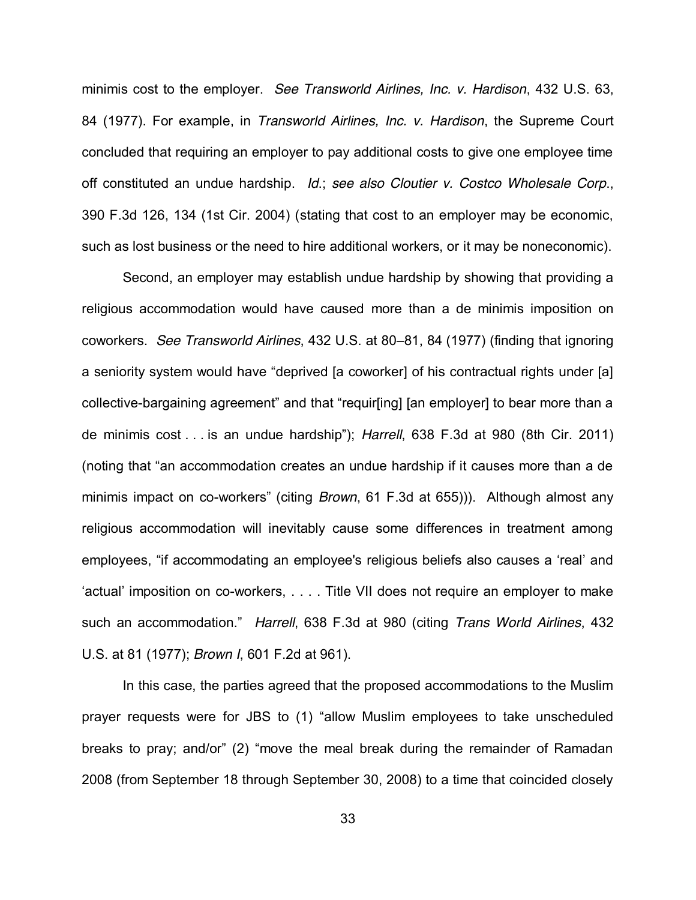minimis cost to the employer. *See Transworld Airlines, Inc. v. Hardison*, 432 U.S. 63, 84 (1977). For example, in *Transworld Airlines, Inc. v. Hardison*, the Supreme Court concluded that requiring an employer to pay additional costs to give one employee time off constituted an undue hardship. *Id.*; *see also Cloutier v. Costco Wholesale Corp.*, 390 F.3d 126, 134 (1st Cir. 2004) (stating that cost to an employer may be economic, such as lost business or the need to hire additional workers, or it may be noneconomic).

Second, an employer may establish undue hardship by showing that providing a religious accommodation would have caused more than a de minimis imposition on coworkers. *See Transworld Airlines*, 432 U.S. at 80–81, 84 (1977) (finding that ignoring a seniority system would have "deprived [a coworker] of his contractual rights under [a] collective-bargaining agreement" and that "requir[ing] [an employer] to bear more than a de minimis cost . . . is an undue hardship"); *Harrell*, 638 F.3d at 980 (8th Cir. 2011) (noting that "an accommodation creates an undue hardship if it causes more than a de minimis impact on co-workers" (citing *Brown*, 61 F.3d at 655))). Although almost any religious accommodation will inevitably cause some differences in treatment among employees, "if accommodating an employee's religious beliefs also causes a 'real' and 'actual' imposition on co-workers, . . . . Title VII does not require an employer to make such an accommodation." *Harrell*, 638 F.3d at 980 (citing *Trans World Airlines*, 432 U.S. at 81 (1977); *Brown I*, 601 F.2d at 961).

In this case, the parties agreed that the proposed accommodations to the Muslim prayer requests were for JBS to (1) "allow Muslim employees to take unscheduled breaks to pray; and/or" (2) "move the meal break during the remainder of Ramadan 2008 (from September 18 through September 30, 2008) to a time that coincided closely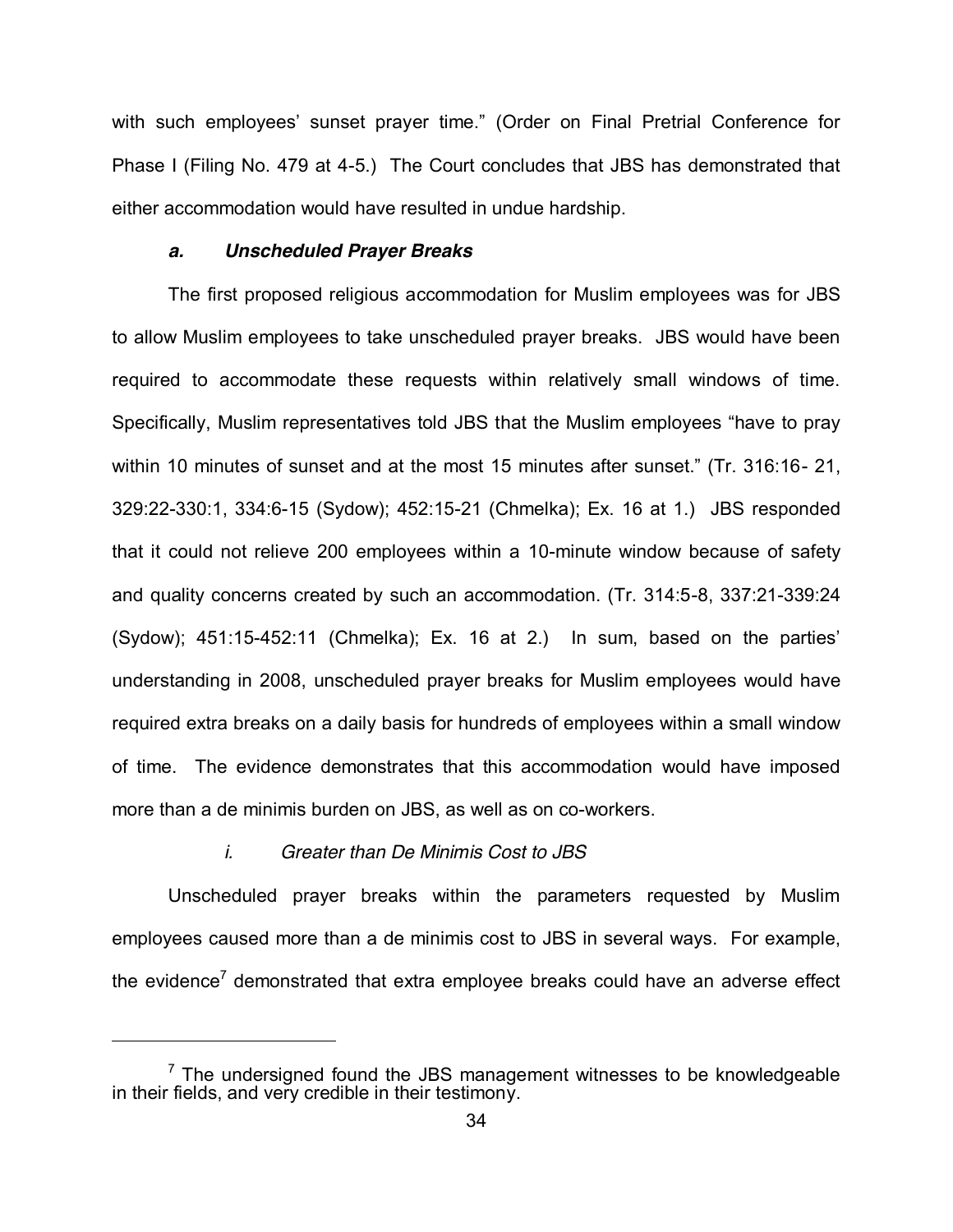with such employees' sunset prayer time." (Order on Final Pretrial Conference for Phase I (Filing No. 479 at 4-5.) The Court concludes that JBS has demonstrated that either accommodation would have resulted in undue hardship.

#### *a. Unscheduled Prayer Breaks*

The first proposed religious accommodation for Muslim employees was for JBS to allow Muslim employees to take unscheduled prayer breaks. JBS would have been required to accommodate these requests within relatively small windows of time. Specifically, Muslim representatives told JBS that the Muslim employees "have to pray within 10 minutes of sunset and at the most 15 minutes after sunset." (Tr. 316:16- 21, 329:22-330:1, 334:6-15 (Sydow); 452:15-21 (Chmelka); Ex. 16 at 1.) JBS responded that it could not relieve 200 employees within a 10-minute window because of safety and quality concerns created by such an accommodation. (Tr. 314:5-8, 337:21-339:24 (Sydow); 451:15-452:11 (Chmelka); Ex. 16 at 2.) In sum, based on the parties' understanding in 2008, unscheduled prayer breaks for Muslim employees would have required extra breaks on a daily basis for hundreds of employees within a small window of time. The evidence demonstrates that this accommodation would have imposed more than a de minimis burden on JBS, as well as on co-workers.

##### *i. Greater than De Minimis Cost to JBS*

Unscheduled prayer breaks within the parameters requested by Muslim employees caused more than a de minimis cost to JBS in several ways. For example, the evidence[7] demonstrated that extra employee breaks could have an adverse effect

---

[7] The undersigned found the JBS management witnesses to be knowledgeable in their fields, and very credible in their testimony.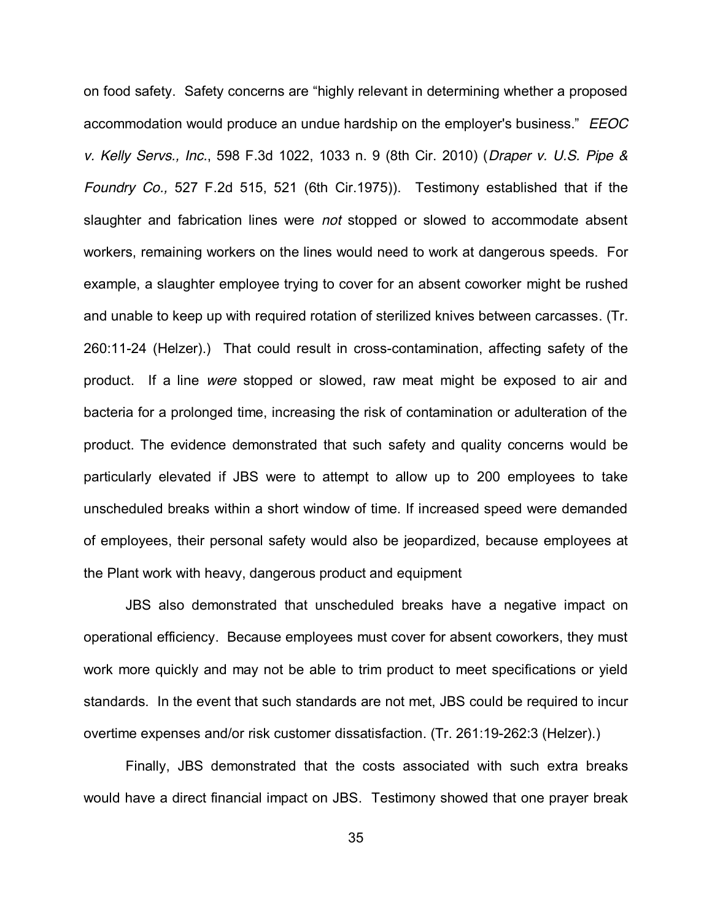on food safety. Safety concerns are "highly relevant in determining whether a proposed accommodation would produce an undue hardship on the employer's business." *EEOC v. Kelly Servs., Inc.*, 598 F.3d 1022, 1033 n. 9 (8th Cir. 2010) (*Draper v. U.S. Pipe & Foundry Co.,* 527 F.2d 515, 521 (6th Cir.1975)). Testimony established that if the slaughter and fabrication lines were *not* stopped or slowed to accommodate absent workers, remaining workers on the lines would need to work at dangerous speeds. For example, a slaughter employee trying to cover for an absent coworker might be rushed and unable to keep up with required rotation of sterilized knives between carcasses. (Tr. 260:11-24 (Helzer).) That could result in cross-contamination, affecting safety of the product. If a line *were* stopped or slowed, raw meat might be exposed to air and bacteria for a prolonged time, increasing the risk of contamination or adulteration of the product. The evidence demonstrated that such safety and quality concerns would be particularly elevated if JBS were to attempt to allow up to 200 employees to take unscheduled breaks within a short window of time. If increased speed were demanded of employees, their personal safety would also be jeopardized, because employees at the Plant work with heavy, dangerous product and equipment

JBS also demonstrated that unscheduled breaks have a negative impact on operational efficiency. Because employees must cover for absent coworkers, they must work more quickly and may not be able to trim product to meet specifications or yield standards. In the event that such standards are not met, JBS could be required to incur overtime expenses and/or risk customer dissatisfaction. (Tr. 261:19-262:3 (Helzer).)

Finally, JBS demonstrated that the costs associated with such extra breaks would have a direct financial impact on JBS. Testimony showed that one prayer break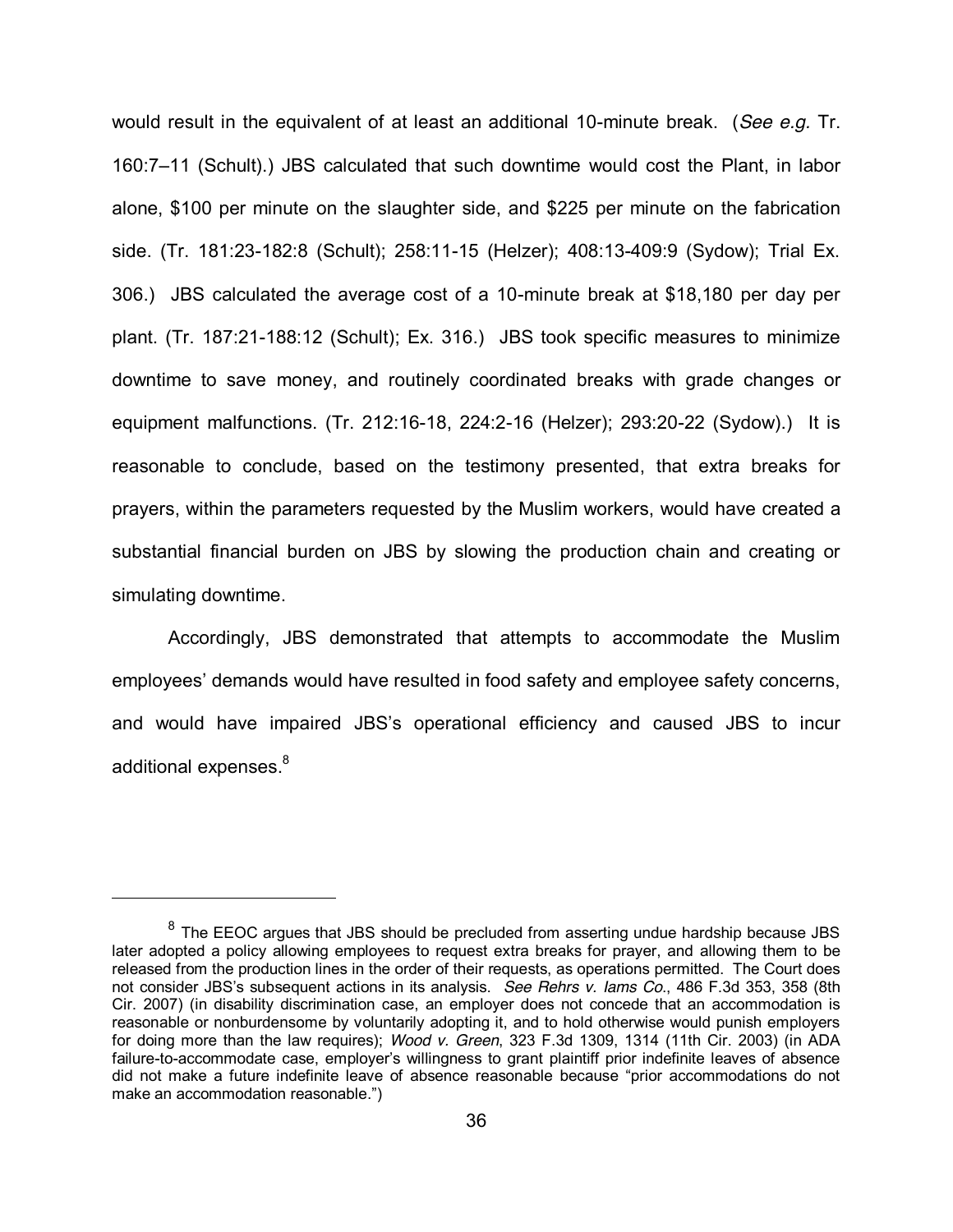would result in the equivalent of at least an additional 10-minute break. (*See e.g.* Tr. 160:7–11 (Schult).) JBS calculated that such downtime would cost the Plant, in labor alone, $100 per minute on the slaughter side, and $225 per minute on the fabrication side. (Tr. 181:23-182:8 (Schult); 258:11-15 (Helzer); 408:13-409:9 (Sydow); Trial Ex. 306.) JBS calculated the average cost of a 10-minute break at $18,180 per day per plant. (Tr. 187:21-188:12 (Schult); Ex. 316.) JBS took specific measures to minimize downtime to save money, and routinely coordinated breaks with grade changes or equipment malfunctions. (Tr. 212:16-18, 224:2-16 (Helzer); 293:20-22 (Sydow).) It is reasonable to conclude, based on the testimony presented, that extra breaks for prayers, within the parameters requested by the Muslim workers, would have created a substantial financial burden on JBS by slowing the production chain and creating or simulating downtime.

Accordingly, JBS demonstrated that attempts to accommodate the Muslim employees' demands would have resulted in food safety and employee safety concerns, and would have impaired JBS's operational efficiency and caused JBS to incur additional expenses.[8]

---

[8] The EEOC argues that JBS should be precluded from asserting undue hardship because JBS later adopted a policy allowing employees to request extra breaks for prayer, and allowing them to be released from the production lines in the order of their requests, as operations permitted. The Court does not consider JBS's subsequent actions in its analysis. *See Rehrs v. Iams Co.*, 486 F.3d 353, 358 (8th Cir. 2007) (in disability discrimination case, an employer does not concede that an accommodation is reasonable or nonburdensome by voluntarily adopting it, and to hold otherwise would punish employers for doing more than the law requires); *Wood v. Green*, 323 F.3d 1309, 1314 (11th Cir. 2003) (in ADA failure-to-accommodate case, employer's willingness to grant plaintiff prior indefinite leaves of absence did not make a future indefinite leave of absence reasonable because "prior accommodations do not make an accommodation reasonable.")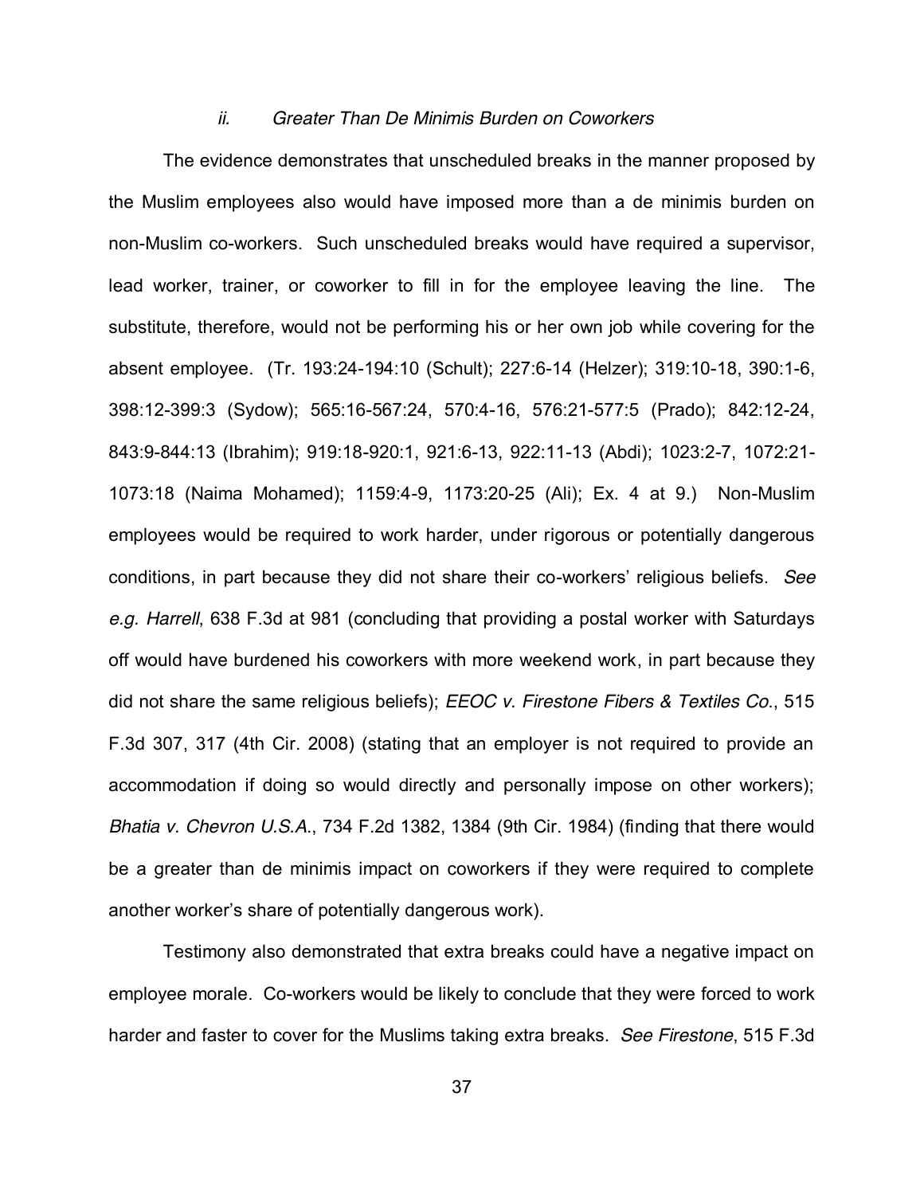### *ii. Greater Than De Minimis Burden on Coworkers*

The evidence demonstrates that unscheduled breaks in the manner proposed by the Muslim employees also would have imposed more than a de minimis burden on non-Muslim co-workers. Such unscheduled breaks would have required a supervisor, lead worker, trainer, or coworker to fill in for the employee leaving the line. The substitute, therefore, would not be performing his or her own job while covering for the absent employee. (Tr. 193:24-194:10 (Schult); 227:6-14 (Helzer); 319:10-18, 390:1-6, 398:12-399:3 (Sydow); 565:16-567:24, 570:4-16, 576:21-577:5 (Prado); 842:12-24, 843:9-844:13 (Ibrahim); 919:18-920:1, 921:6-13, 922:11-13 (Abdi); 1023:2-7, 1072:21-1073:18 (Naima Mohamed); 1159:4-9, 1173:20-25 (Ali); Ex. 4 at 9.) Non-Muslim employees would be required to work harder, under rigorous or potentially dangerous conditions, in part because they did not share their co-workers' religious beliefs. *See e.g. Harrell*, 638 F.3d at 981 (concluding that providing a postal worker with Saturdays off would have burdened his coworkers with more weekend work, in part because they did not share the same religious beliefs); *EEOC v. Firestone Fibers & Textiles Co.*, 515 F.3d 307, 317 (4th Cir. 2008) (stating that an employer is not required to provide an accommodation if doing so would directly and personally impose on other workers); *Bhatia v. Chevron U.S.A.*, 734 F.2d 1382, 1384 (9th Cir. 1984) (finding that there would be a greater than de minimis impact on coworkers if they were required to complete another worker's share of potentially dangerous work).

Testimony also demonstrated that extra breaks could have a negative impact on employee morale. Co-workers would be likely to conclude that they were forced to work harder and faster to cover for the Muslims taking extra breaks. *See Firestone*, 515 F.3d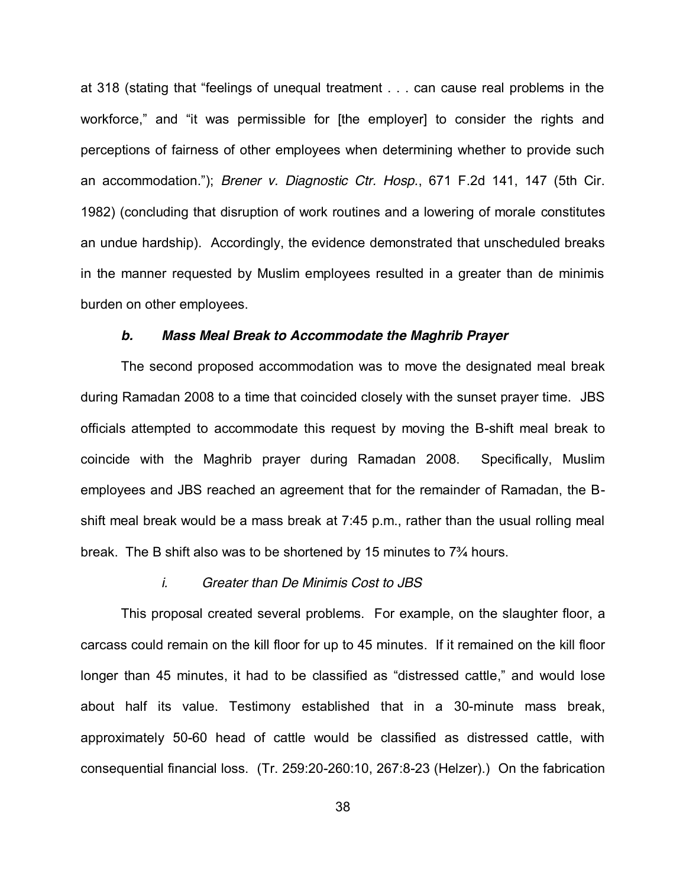at 318 (stating that "feelings of unequal treatment . . . can cause real problems in the workforce," and "it was permissible for [the employer] to consider the rights and perceptions of fairness of other employees when determining whether to provide such an accommodation."); *Brener v. Diagnostic Ctr. Hosp.*, 671 F.2d 141, 147 (5th Cir. 1982) (concluding that disruption of work routines and a lowering of morale constitutes an undue hardship). Accordingly, the evidence demonstrated that unscheduled breaks in the manner requested by Muslim employees resulted in a greater than de minimis burden on other employees.

#### *b. Mass Meal Break to Accommodate the Maghrib Prayer*

The second proposed accommodation was to move the designated meal break during Ramadan 2008 to a time that coincided closely with the sunset prayer time. JBS officials attempted to accommodate this request by moving the B-shift meal break to coincide with the Maghrib prayer during Ramadan 2008. Specifically, Muslim employees and JBS reached an agreement that for the remainder of Ramadan, the B-shift meal break would be a mass break at 7:45 p.m., rather than the usual rolling meal break. The B shift also was to be shortened by 15 minutes to 7¾ hours.

##### *i. Greater than De Minimis Cost to JBS*

This proposal created several problems. For example, on the slaughter floor, a carcass could remain on the kill floor for up to 45 minutes. If it remained on the kill floor longer than 45 minutes, it had to be classified as "distressed cattle," and would lose about half its value. Testimony established that in a 30-minute mass break, approximately 50-60 head of cattle would be classified as distressed cattle, with consequential financial loss. (Tr. 259:20-260:10, 267:8-23 (Helzer).) On the fabrication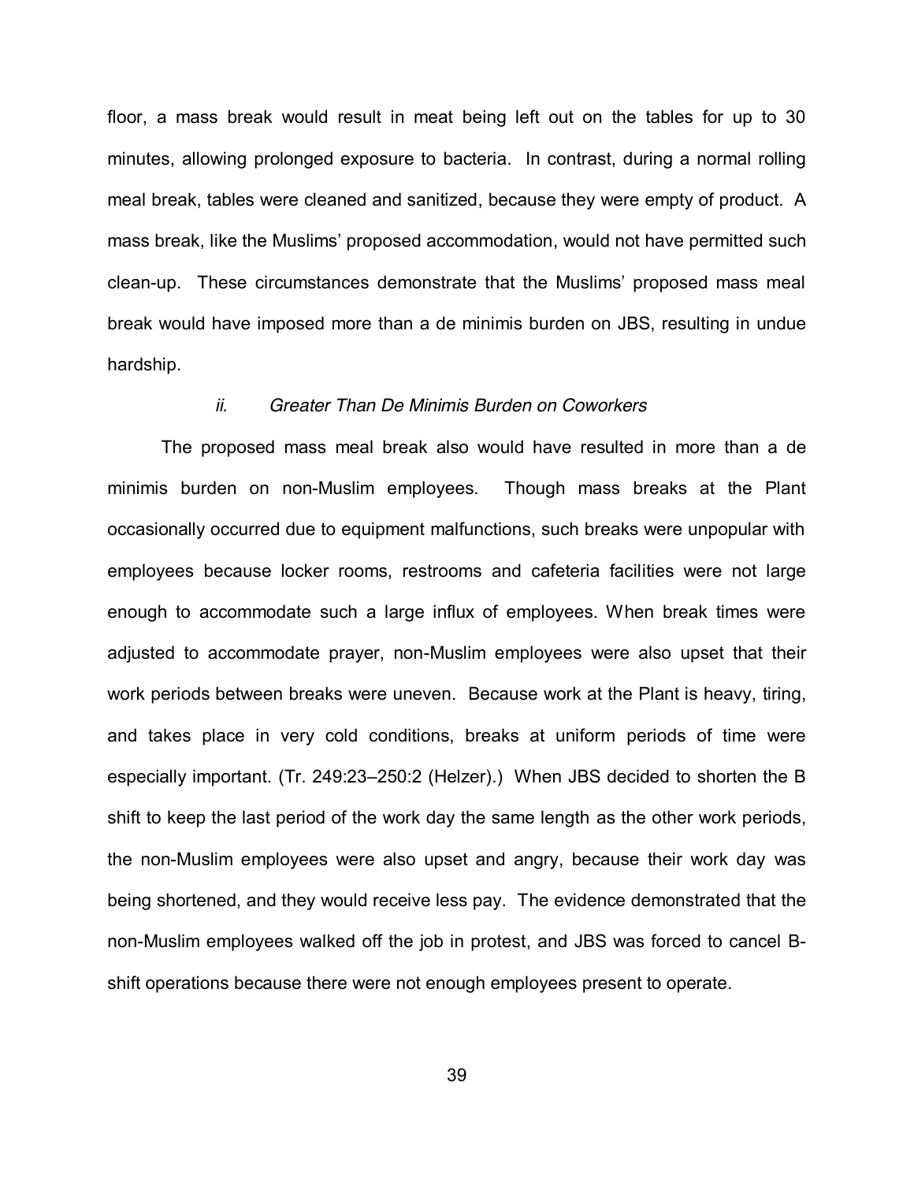floor, a mass break would result in meat being left out on the tables for up to 30 minutes, allowing prolonged exposure to bacteria. In contrast, during a normal rolling meal break, tables were cleaned and sanitized, because they were empty of product. A mass break, like the Muslims' proposed accommodation, would not have permitted such clean-up. These circumstances demonstrate that the Muslims' proposed mass meal break would have imposed more than a de minimis burden on JBS, resulting in undue hardship.

#### *ii. Greater Than De Minimis Burden on Coworkers*

The proposed mass meal break also would have resulted in more than a de minimis burden on non-Muslim employees. Though mass breaks at the Plant occasionally occurred due to equipment malfunctions, such breaks were unpopular with employees because locker rooms, restrooms and cafeteria facilities were not large enough to accommodate such a large influx of employees. When break times were adjusted to accommodate prayer, non-Muslim employees were also upset that their work periods between breaks were uneven. Because work at the Plant is heavy, tiring, and takes place in very cold conditions, breaks at uniform periods of time were especially important. (Tr. 249:23–250:2 (Helzer).) When JBS decided to shorten the B shift to keep the last period of the work day the same length as the other work periods, the non-Muslim employees were also upset and angry, because their work day was being shortened, and they would receive less pay. The evidence demonstrated that the non-Muslim employees walked off the job in protest, and JBS was forced to cancel B-shift operations because there were not enough employees present to operate.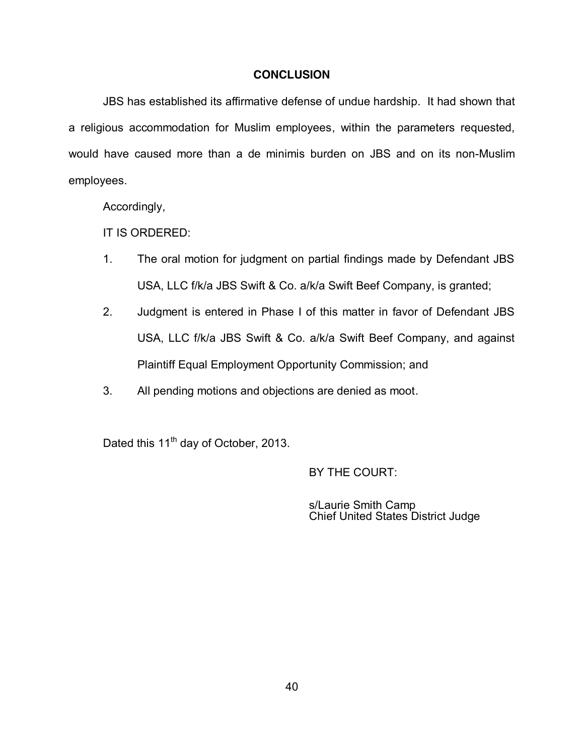## CONCLUSION

JBS has established its affirmative defense of undue hardship. It had shown that a religious accommodation for Muslim employees, within the parameters requested, would have caused more than a de minimis burden on JBS and on its non-Muslim employees.

Accordingly,

IT IS ORDERED:

1. The oral motion for judgment on partial findings made by Defendant JBS USA, LLC f/k/a JBS Swift & Co. a/k/a Swift Beef Company, is granted;
2. Judgment is entered in Phase I of this matter in favor of Defendant JBS USA, LLC f/k/a JBS Swift & Co. a/k/a Swift Beef Company, and against Plaintiff Equal Employment Opportunity Commission; and
3. All pending motions and objections are denied as moot.

Dated this 11th day of October, 2013.

BY THE COURT:

s/Laurie Smith Camp
Chief United States District Judge